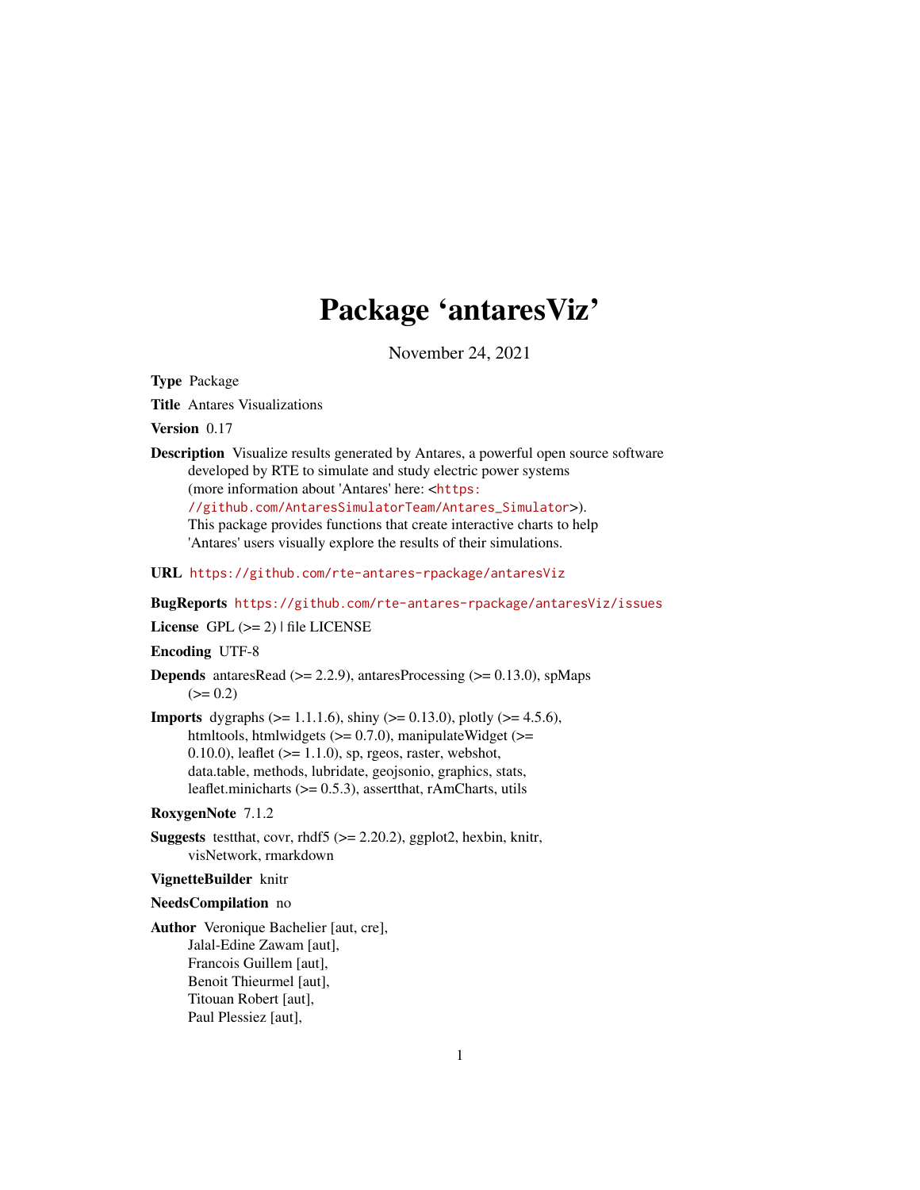# Package 'antaresViz'

November 24, 2021

**Type** Package

**Title** Antares Visualizations

**Version** 0.17

**Description** Visualize results generated by Antares, a powerful open source software developed by RTE to simulate and study electric power systems (more information about 'Antares' here: <https://github.com/AntaresSimulatorTeam/Antares_Simulator>). This package provides functions that create interactive charts to help 'Antares' users visually explore the results of their simulations.

**URL** https://github.com/rte-antares-rpackage/antaresViz

**BugReports** https://github.com/rte-antares-rpackage/antaresViz/issues

**License** GPL (>= 2) | file LICENSE

**Encoding** UTF-8

**Depends** antaresRead (>= 2.2.9), antaresProcessing (>= 0.13.0), spMaps (>= 0.2)

**Imports** dygraphs (>= 1.1.1.6), shiny (>= 0.13.0), plotly (>= 4.5.6), htmltools, htmlwidgets (>= 0.7.0), manipulateWidget (>= 0.10.0), leaflet (>= 1.1.0), sp, rgeos, raster, webshot, data.table, methods, lubridate, geojsonio, graphics, stats, leaflet.minicharts (>= 0.5.3), assertthat, rAmCharts, utils

**RoxygenNote** 7.1.2

**Suggests** testthat, covr, rhdf5 (>= 2.20.2), ggplot2, hexbin, knitr, visNetwork, rmarkdown

**VignetteBuilder** knitr

**NeedsCompilation** no

**Author** Veronique Bachelier [aut, cre],
Jalal-Edine Zawam [aut],
Francois Guillem [aut],
Benoit Thieurmel [aut],
Titouan Robert [aut],
Paul Plessiez [aut],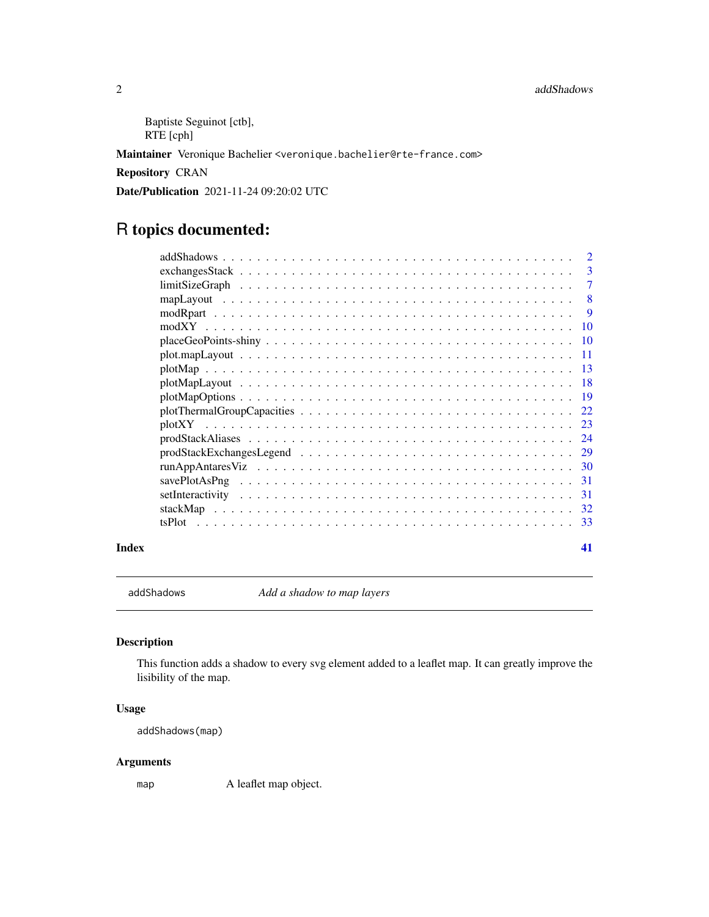Baptiste Seguinot [ctb],
RTE [cph]

**Maintainer** Veronique Bachelier <veronique.bachelier@rte-france.com>

**Repository** CRAN

**Date/Publication** 2021-11-24 09:20:02 UTC

# R topics documented:

| | |
|---|---|
| addShadows | 2 |
| exchangesStack | 3 |
| limitSizeGraph | 7 |
| mapLayout | 8 |
| modRpart | 9 |
| modXY | 10 |
| placeGeoPoints-shiny | 10 |
| plot.mapLayout | 11 |
| plotMap | 13 |
| plotMapLayout | 18 |
| plotMapOptions | 19 |
| plotThermalGroupCapacities | 22 |
| plotXY | 23 |
| prodStackAliases | 24 |
| prodStackExchangesLegend | 29 |
| runAppAntaresViz | 30 |
| savePlotAsPng | 31 |
| setInteractivity | 31 |
| stackMap | 32 |
| tsPlot | 33 |
| **Index** | **41** |

---

`addShadows` — *Add a shadow to map layers*

---

### Description

This function adds a shadow to every svg element added to a leaflet map. It can greatly improve the lisibility of the map.

### Usage

```
addShadows(map)
```

### Arguments

| | |
|---|---|
| `map` | A leaflet map object. |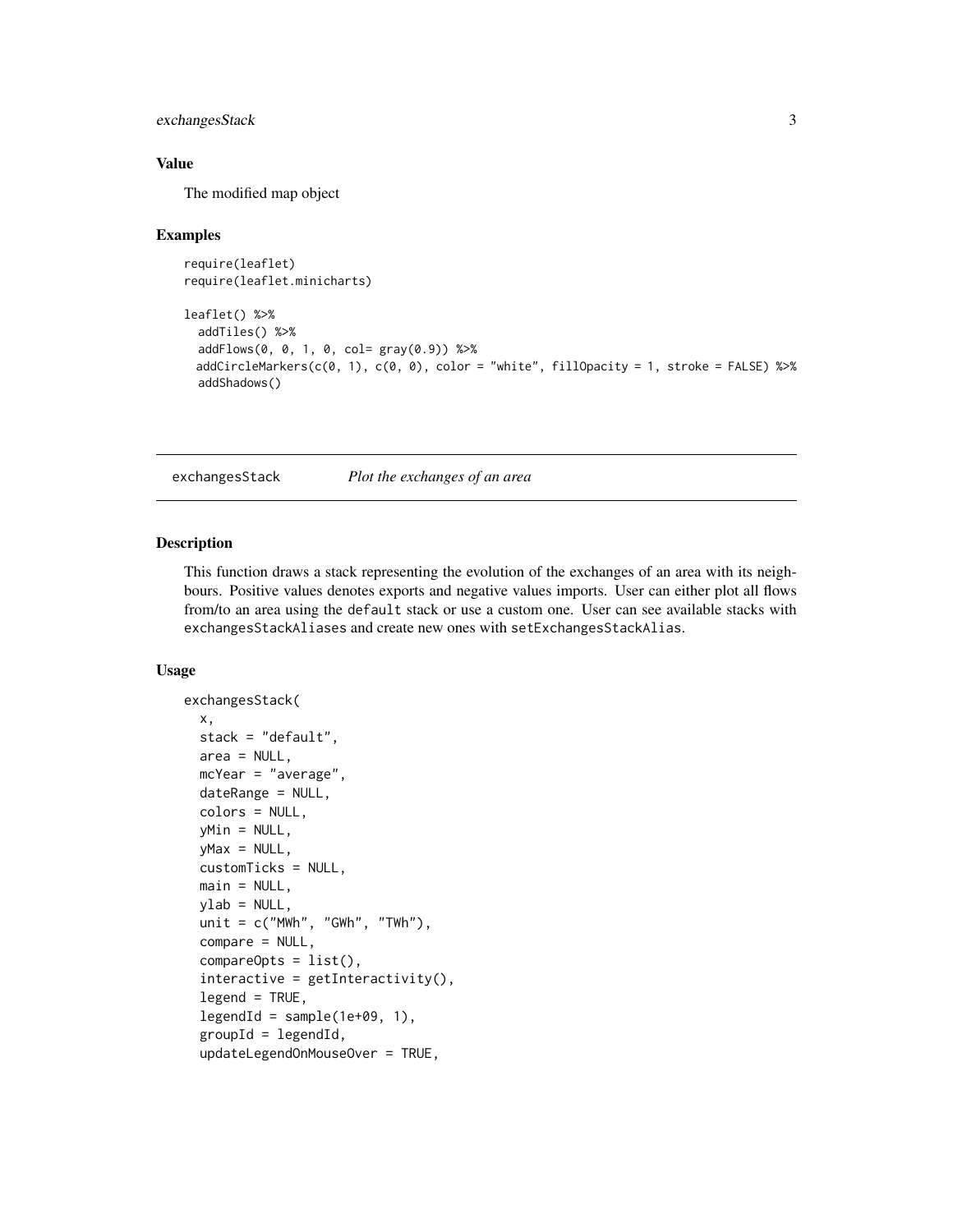### Value

The modified map object

### Examples

```
require(leaflet)
require(leaflet.minicharts)

leaflet() %>%
  addTiles() %>%
  addFlows(0, 0, 1, 0, col= gray(0.9)) %>%
  addCircleMarkers(c(0, 1), c(0, 0), color = "white", fillOpacity = 1, stroke = FALSE) %>%
  addShadows()
```

---

## exchangesStack — *Plot the exchanges of an area*

### Description

This function draws a stack representing the evolution of the exchanges of an area with its neighbours. Positive values denotes exports and negative values imports. User can either plot all flows from/to an area using the `default` stack or use a custom one. User can see available stacks with `exchangesStackAliases` and create new ones with `setExchangesStackAlias`.

### Usage

```
exchangesStack(
  x,
  stack = "default",
  area = NULL,
  mcYear = "average",
  dateRange = NULL,
  colors = NULL,
  yMin = NULL,
  yMax = NULL,
  customTicks = NULL,
  main = NULL,
  ylab = NULL,
  unit = c("MWh", "GWh", "TWh"),
  compare = NULL,
  compareOpts = list(),
  interactive = getInteractivity(),
  legend = TRUE,
  legendId = sample(1e+09, 1),
  groupId = legendId,
  updateLegendOnMouseOver = TRUE,
```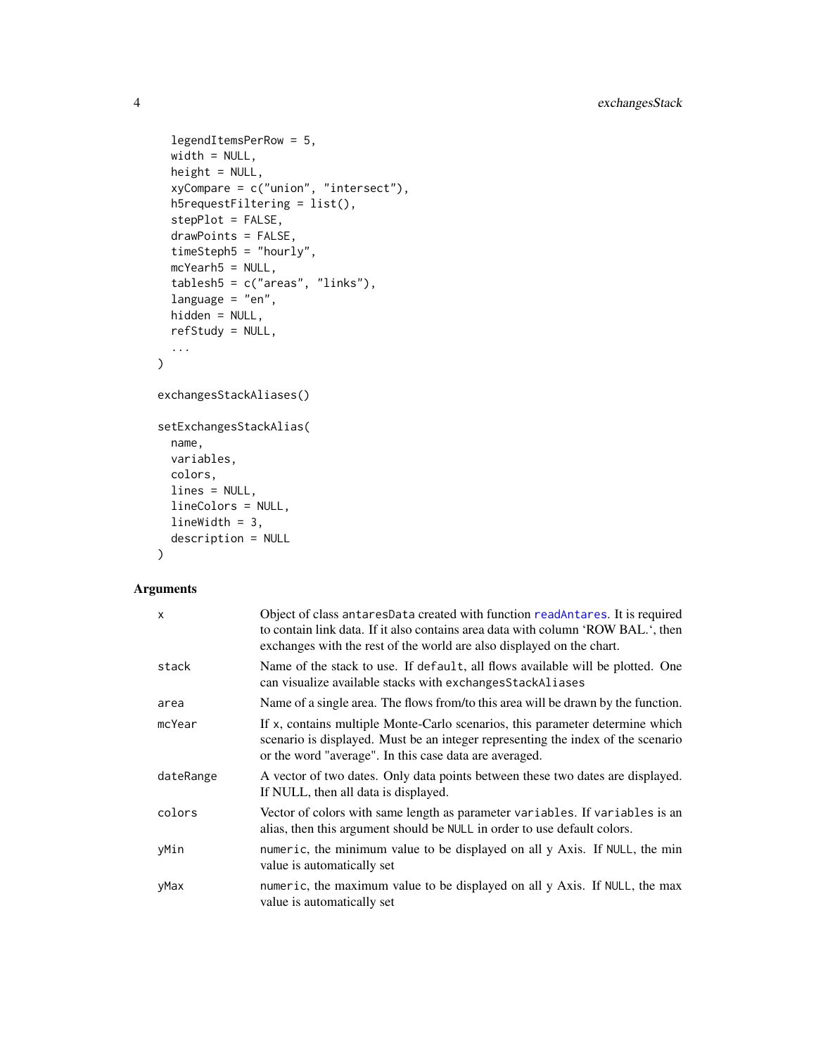```
  legendItemsPerRow = 5,
  width = NULL,
  height = NULL,
  xyCompare = c("union", "intersect"),
  h5requestFiltering = list(),
  stepPlot = FALSE,
  drawPoints = FALSE,
  timeSteph5 = "hourly",
  mcYearh5 = NULL,
  tablesh5 = c("areas", "links"),
  language = "en",
  hidden = NULL,
  refStudy = NULL,
  ...
)

exchangesStackAliases()

setExchangesStackAlias(
  name,
  variables,
  colors,
  lines = NULL,
  lineColors = NULL,
  lineWidth = 3,
  description = NULL
)
```

## Arguments

| Argument | Description |
|---|---|
| `x` | Object of class `antaresData` created with function `readAntares`. It is required to contain link data. If it also contains area data with column 'ROW BAL.', then exchanges with the rest of the world are also displayed on the chart. |
| `stack` | Name of the stack to use. If `default`, all flows available will be plotted. One can visualize available stacks with `exchangesStackAliases` |
| `area` | Name of a single area. The flows from/to this area will be drawn by the function. |
| `mcYear` | If `x`, contains multiple Monte-Carlo scenarios, this parameter determine which scenario is displayed. Must be an integer representing the index of the scenario or the word "average". In this case data are averaged. |
| `dateRange` | A vector of two dates. Only data points between these two dates are displayed. If NULL, then all data is displayed. |
| `colors` | Vector of colors with same length as parameter `variables`. If `variables` is an alias, then this argument should be `NULL` in order to use default colors. |
| `yMin` | `numeric`, the minimum value to be displayed on all y Axis. If `NULL`, the min value is automatically set |
| `yMax` | `numeric`, the maximum value to be displayed on all y Axis. If `NULL`, the max value is automatically set |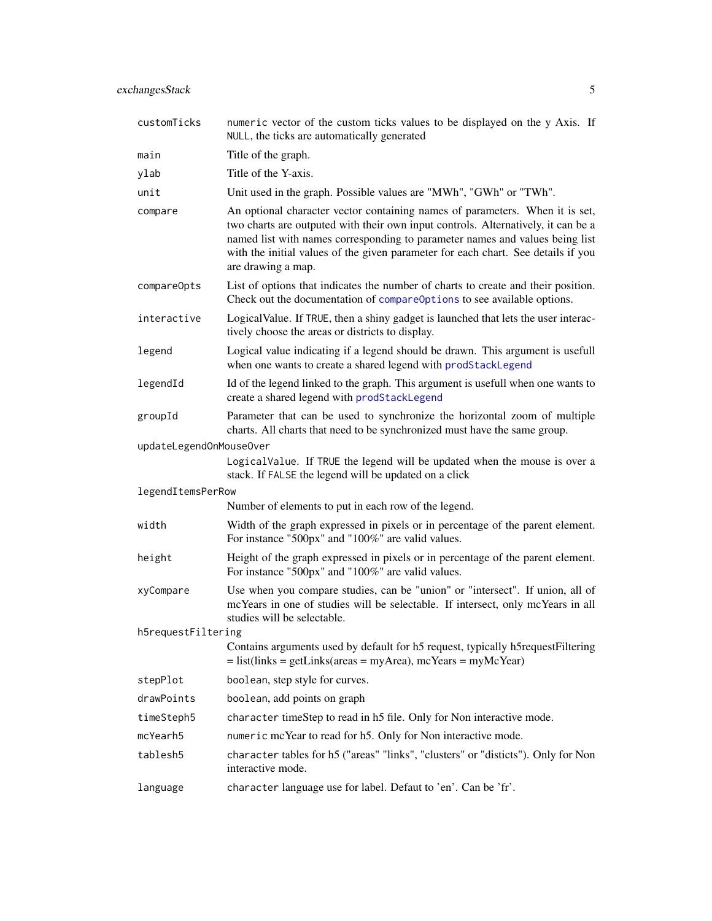| | |
|---|---|
| `customTicks` | `numeric` vector of the custom ticks values to be displayed on the y Axis. If `NULL`, the ticks are automatically generated |
| `main` | Title of the graph. |
| `ylab` | Title of the Y-axis. |
| `unit` | Unit used in the graph. Possible values are "MWh", "GWh" or "TWh". |
| `compare` | An optional character vector containing names of parameters. When it is set, two charts are outputed with their own input controls. Alternatively, it can be a named list with names corresponding to parameter names and values being list with the initial values of the given parameter for each chart. See details if you are drawing a map. |
| `compareOpts` | List of options that indicates the number of charts to create and their position. Check out the documentation of `compareOptions` to see available options. |
| `interactive` | LogicalValue. If `TRUE`, then a shiny gadget is launched that lets the user interactively choose the areas or districts to display. |
| `legend` | Logical value indicating if a legend should be drawn. This argument is usefull when one wants to create a shared legend with `prodStackLegend` |
| `legendId` | Id of the legend linked to the graph. This argument is usefull when one wants to create a shared legend with `prodStackLegend` |
| `groupId` | Parameter that can be used to synchronize the horizontal zoom of multiple charts. All charts that need to be synchronized must have the same group. |
| `updateLegendOnMouseOver` | `LogicalValue`. If `TRUE` the legend will be updated when the mouse is over a stack. If `FALSE` the legend will be updated on a click |
| `legendItemsPerRow` | Number of elements to put in each row of the legend. |
| `width` | Width of the graph expressed in pixels or in percentage of the parent element. For instance "500px" and "100%" are valid values. |
| `height` | Height of the graph expressed in pixels or in percentage of the parent element. For instance "500px" and "100%" are valid values. |
| `xyCompare` | Use when you compare studies, can be "union" or "intersect". If union, all of mcYears in one of studies will be selectable. If intersect, only mcYears in all studies will be selectable. |
| `h5requestFiltering` | Contains arguments used by default for h5 request, typically h5requestFiltering = list(links = getLinks(areas = myArea), mcYears = myMcYear) |
| `stepPlot` | `boolean`, step style for curves. |
| `drawPoints` | `boolean`, add points on graph |
| `timeSteph5` | `character` timeStep to read in h5 file. Only for Non interactive mode. |
| `mcYearh5` | `numeric` mcYear to read for h5. Only for Non interactive mode. |
| `tablesh5` | `character` tables for h5 ("areas" "links", "clusters" or "disticts"). Only for Non interactive mode. |
| `language` | `character` language use for label. Defaut to 'en'. Can be 'fr'. |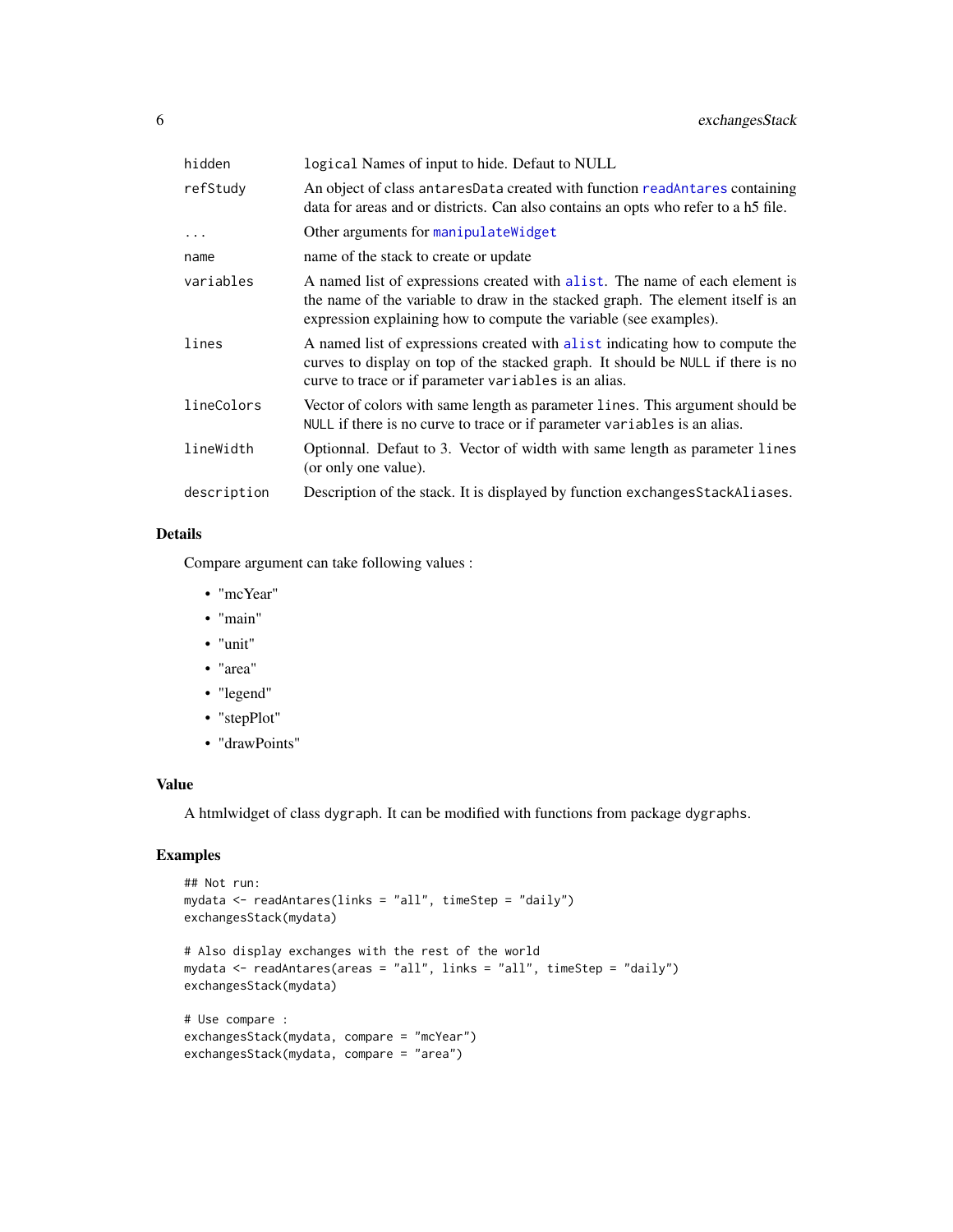| | |
|---|---|
| hidden | `logical` Names of input to hide. Defaut to NULL |
| refStudy | An object of class `antaresData` created with function `readAntares` containing data for areas and or districts. Can also contains an opts who refer to a h5 file. |
| ... | Other arguments for `manipulateWidget` |
| name | name of the stack to create or update |
| variables | A named list of expressions created with `alist`. The name of each element is the name of the variable to draw in the stacked graph. The element itself is an expression explaining how to compute the variable (see examples). |
| lines | A named list of expressions created with `alist` indicating how to compute the curves to display on top of the stacked graph. It should be `NULL` if there is no curve to trace or if parameter `variables` is an alias. |
| lineColors | Vector of colors with same length as parameter `lines`. This argument should be `NULL` if there is no curve to trace or if parameter `variables` is an alias. |
| lineWidth | Optionnal. Defaut to 3. Vector of width with same length as parameter `lines` (or only one value). |
| description | Description of the stack. It is displayed by function `exchangesStackAliases`. |

## Details

Compare argument can take following values :

- "mcYear"
- "main"
- "unit"
- "area"
- "legend"
- "stepPlot"
- "drawPoints"

## Value

A htmlwidget of class `dygraph`. It can be modified with functions from package `dygraphs`.

## Examples

```
## Not run:
mydata <- readAntares(links = "all", timeStep = "daily")
exchangesStack(mydata)

# Also display exchanges with the rest of the world
mydata <- readAntares(areas = "all", links = "all", timeStep = "daily")
exchangesStack(mydata)

# Use compare :
exchangesStack(mydata, compare = "mcYear")
exchangesStack(mydata, compare = "area")
```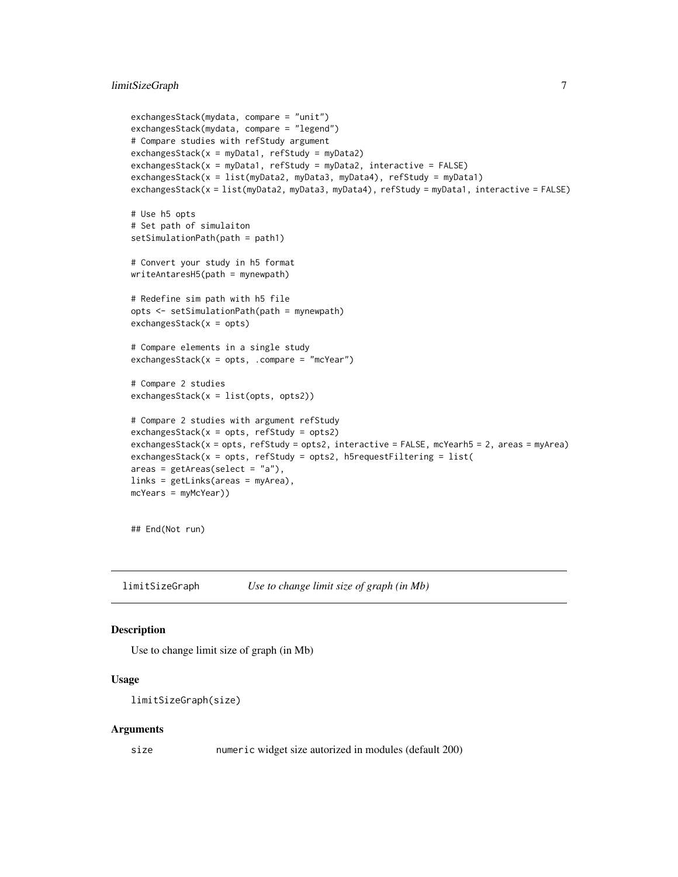```
exchangesStack(mydata, compare = "unit")
exchangesStack(mydata, compare = "legend")
# Compare studies with refStudy argument
exchangesStack(x = myData1, refStudy = myData2)
exchangesStack(x = myData1, refStudy = myData2, interactive = FALSE)
exchangesStack(x = list(myData2, myData3, myData4), refStudy = myData1)
exchangesStack(x = list(myData2, myData3, myData4), refStudy = myData1, interactive = FALSE)

# Use h5 opts
# Set path of simulaiton
setSimulationPath(path = path1)

# Convert your study in h5 format
writeAntaresH5(path = mynewpath)

# Redefine sim path with h5 file
opts <- setSimulationPath(path = mynewpath)
exchangesStack(x = opts)

# Compare elements in a single study
exchangesStack(x = opts, .compare = "mcYear")

# Compare 2 studies
exchangesStack(x = list(opts, opts2))

# Compare 2 studies with argument refStudy
exchangesStack(x = opts, refStudy = opts2)
exchangesStack(x = opts, refStudy = opts2, interactive = FALSE, mcYearh5 = 2, areas = myArea)
exchangesStack(x = opts, refStudy = opts2, h5requestFiltering = list(
areas = getAreas(select = "a"),
links = getLinks(areas = myArea),
mcYears = myMcYear))


## End(Not run)
```

## limitSizeGraph *Use to change limit size of graph (in Mb)*

### Description

Use to change limit size of graph (in Mb)

### Usage

```
limitSizeGraph(size)
```

### Arguments

size numeric widget size autorized in modules (default 200)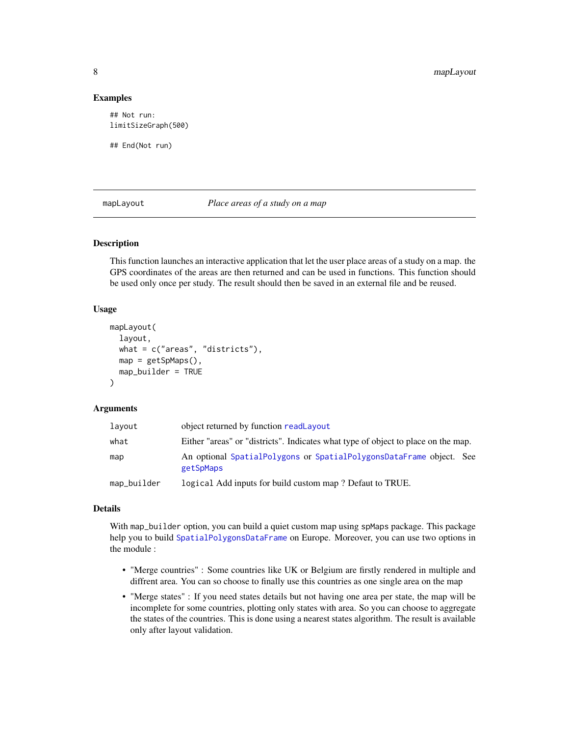### Examples

```
## Not run:
limitSizeGraph(500)

## End(Not run)
```

---

## mapLayout — *Place areas of a study on a map*

---

### Description

This function launches an interactive application that let the user place areas of a study on a map. the GPS coordinates of the areas are then returned and can be used in functions. This function should be used only once per study. The result should then be saved in an external file and be reused.

### Usage

```
mapLayout(
  layout,
  what = c("areas", "districts"),
  map = getSpMaps(),
  map_builder = TRUE
)
```

### Arguments

| | |
|---|---|
| `layout` | object returned by function readLayout |
| `what` | Either "areas" or "districts". Indicates what type of object to place on the map. |
| `map` | An optional SpatialPolygons or SpatialPolygonsDataFrame object. See getSpMaps |
| `map_builder` | `logical` Add inputs for build custom map ? Defaut to TRUE. |

### Details

With `map_builder` option, you can build a quiet custom map using `spMaps` package. This package help you to build SpatialPolygonsDataFrame on Europe. Moreover, you can use two options in the module :

- "Merge countries" : Some countries like UK or Belgium are firstly rendered in multiple and diffrent area. You can so choose to finally use this countries as one single area on the map
- "Merge states" : If you need states details but not having one area per state, the map will be incomplete for some countries, plotting only states with area. So you can choose to aggregate the states of the countries. This is done using a nearest states algorithm. The result is available only after layout validation.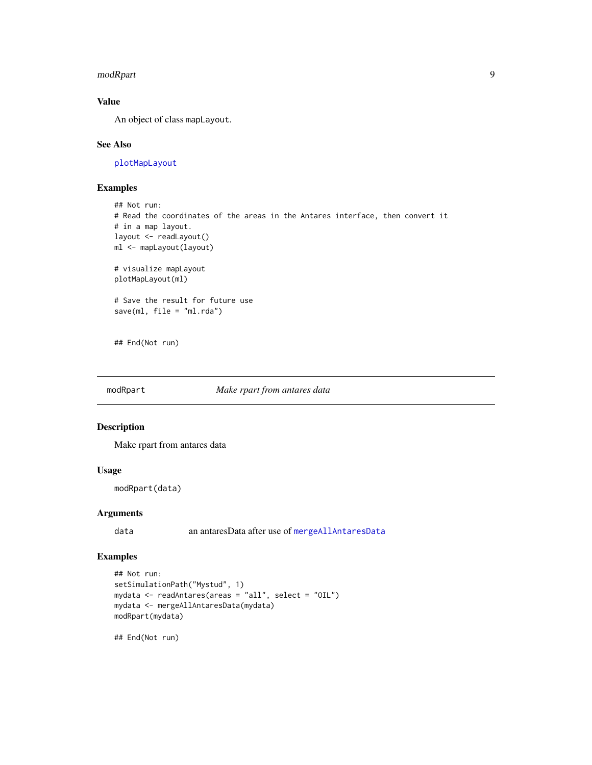### Value

An object of class `mapLayout`.

### See Also

plotMapLayout

### Examples

```
## Not run:
# Read the coordinates of the areas in the Antares interface, then convert it
# in a map layout.
layout <- readLayout()
ml <- mapLayout(layout)

# visualize mapLayout
plotMapLayout(ml)

# Save the result for future use
save(ml, file = "ml.rda")


## End(Not run)
```

---

## modRpart — *Make rpart from antares data*

### Description

Make rpart from antares data

### Usage

```
modRpart(data)
```

### Arguments

| | |
|---|---|
| data | an antaresData after use of mergeAllAntaresData |

### Examples

```
## Not run:
setSimulationPath("Mystud", 1)
mydata <- readAntares(areas = "all", select = "OIL")
mydata <- mergeAllAntaresData(mydata)
modRpart(mydata)

## End(Not run)
```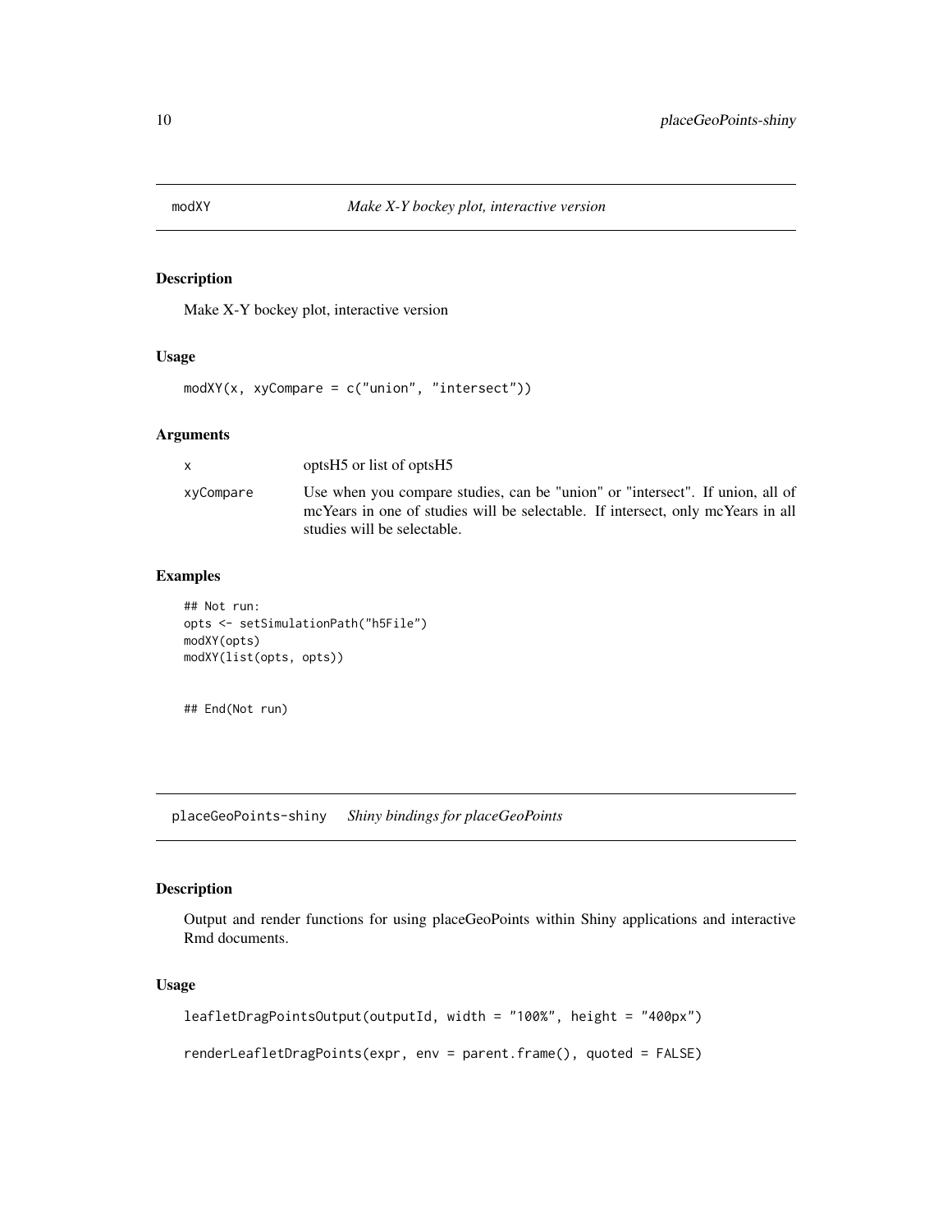## modXY *Make X-Y bockey plot, interactive version*

### Description

Make X-Y bockey plot, interactive version

### Usage

```
modXY(x, xyCompare = c("union", "intersect"))
```

### Arguments

| | |
|---|---|
| x | optsH5 or list of optsH5 |
| xyCompare | Use when you compare studies, can be "union" or "intersect". If union, all of mcYears in one of studies will be selectable. If intersect, only mcYears in all studies will be selectable. |

### Examples

```
## Not run:
opts <- setSimulationPath("h5File")
modXY(opts)
modXY(list(opts, opts))


## End(Not run)
```

## placeGeoPoints-shiny *Shiny bindings for placeGeoPoints*

### Description

Output and render functions for using placeGeoPoints within Shiny applications and interactive Rmd documents.

### Usage

```
leafletDragPointsOutput(outputId, width = "100%", height = "400px")

renderLeafletDragPoints(expr, env = parent.frame(), quoted = FALSE)
```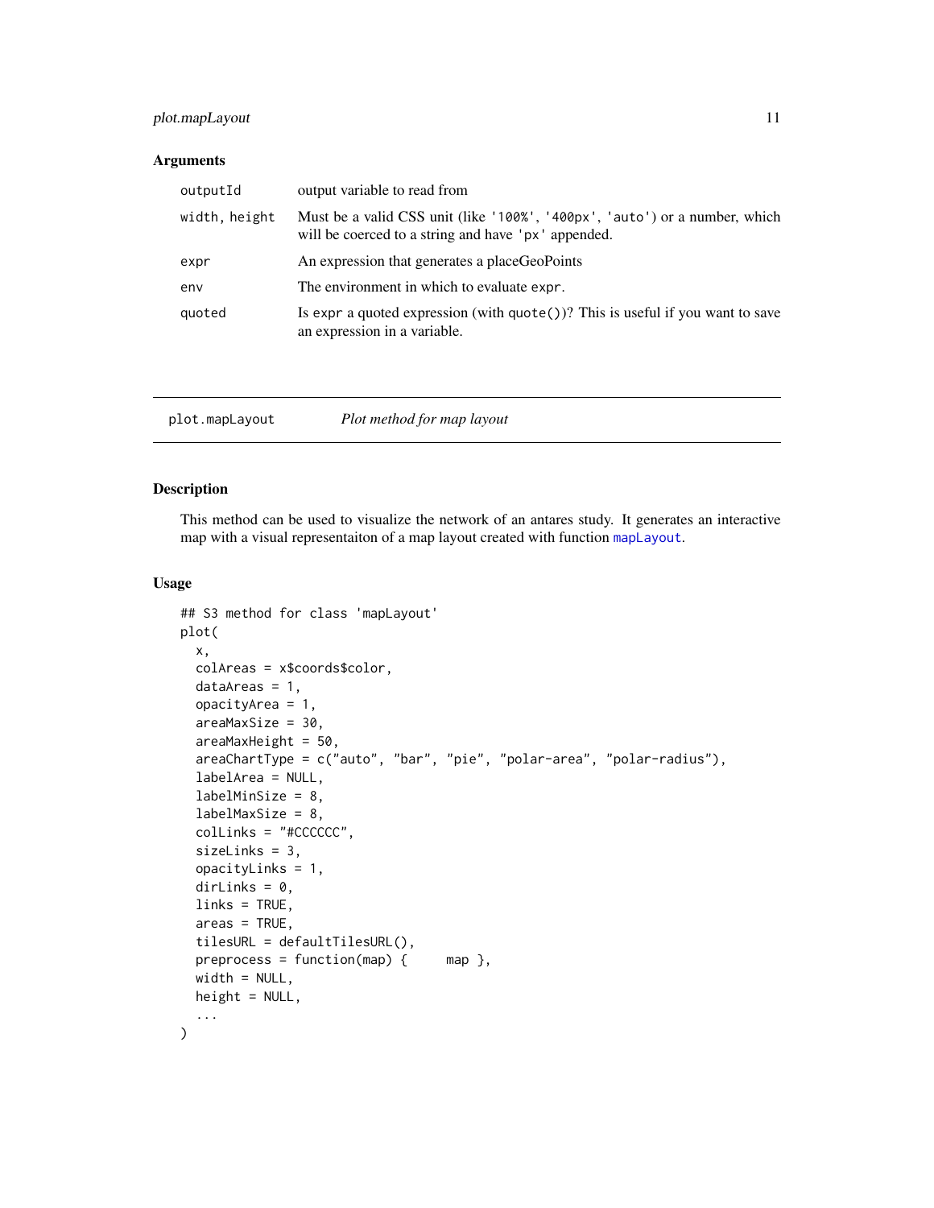### Arguments

| | |
|---|---|
| outputId | output variable to read from |
| width, height | Must be a valid CSS unit (like '100%', '400px', 'auto') or a number, which will be coerced to a string and have 'px' appended. |
| expr | An expression that generates a placeGeoPoints |
| env | The environment in which to evaluate expr. |
| quoted | Is expr a quoted expression (with quote())? This is useful if you want to save an expression in a variable. |

---

## plot.mapLayout — *Plot method for map layout*

### Description

This method can be used to visualize the network of an antares study. It generates an interactive map with a visual representaiton of a map layout created with function mapLayout.

### Usage

```
## S3 method for class 'mapLayout'
plot(
  x,
  colAreas = x$coords$color,
  dataAreas = 1,
  opacityArea = 1,
  areaMaxSize = 30,
  areaMaxHeight = 50,
  areaChartType = c("auto", "bar", "pie", "polar-area", "polar-radius"),
  labelArea = NULL,
  labelMinSize = 8,
  labelMaxSize = 8,
  colLinks = "#CCCCCC",
  sizeLinks = 3,
  opacityLinks = 1,
  dirLinks = 0,
  links = TRUE,
  areas = TRUE,
  tilesURL = defaultTilesURL(),
  preprocess = function(map) {     map },
  width = NULL,
  height = NULL,
  ...
)
```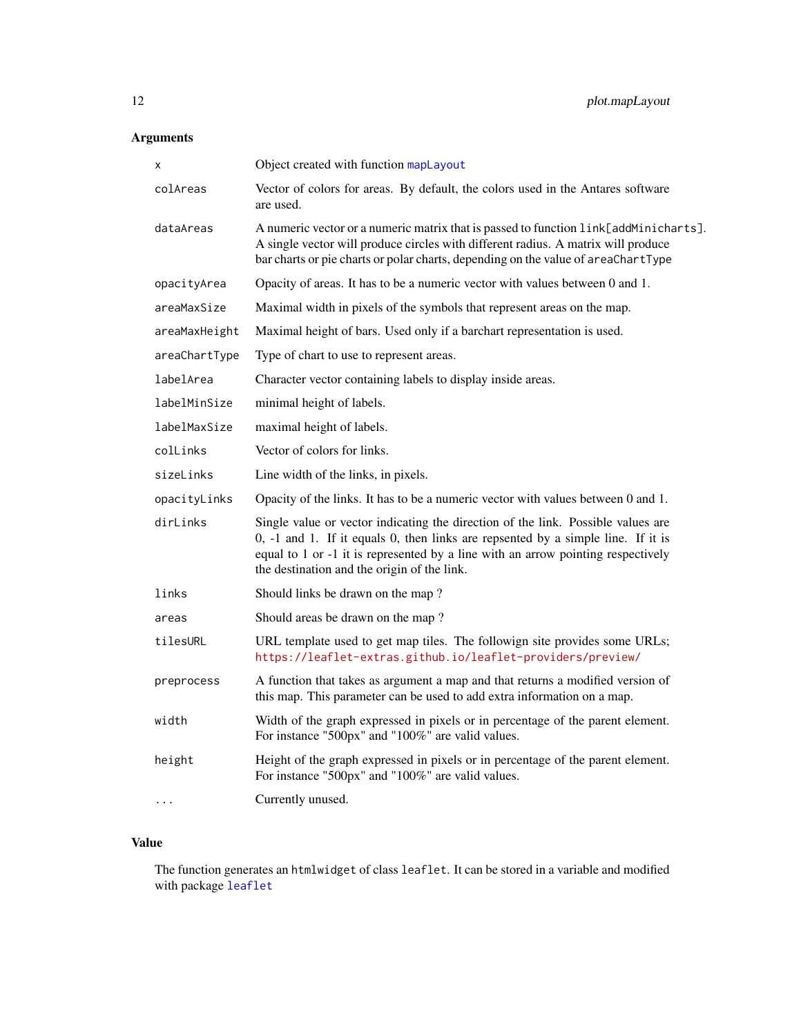### Arguments

| | |
|---|---|
| `x` | Object created with function `mapLayout` |
| `colAreas` | Vector of colors for areas. By default, the colors used in the Antares software are used. |
| `dataAreas` | A numeric vector or a numeric matrix that is passed to function `link[addMinicharts]`. A single vector will produce circles with different radius. A matrix will produce bar charts or pie charts or polar charts, depending on the value of `areaChartType` |
| `opacityArea` | Opacity of areas. It has to be a numeric vector with values between 0 and 1. |
| `areaMaxSize` | Maximal width in pixels of the symbols that represent areas on the map. |
| `areaMaxHeight` | Maximal height of bars. Used only if a barchart representation is used. |
| `areaChartType` | Type of chart to use to represent areas. |
| `labelArea` | Character vector containing labels to display inside areas. |
| `labelMinSize` | minimal height of labels. |
| `labelMaxSize` | maximal height of labels. |
| `colLinks` | Vector of colors for links. |
| `sizeLinks` | Line width of the links, in pixels. |
| `opacityLinks` | Opacity of the links. It has to be a numeric vector with values between 0 and 1. |
| `dirLinks` | Single value or vector indicating the direction of the link. Possible values are 0, -1 and 1. If it equals 0, then links are repsented by a simple line. If it is equal to 1 or -1 it is represented by a line with an arrow pointing respectively the destination and the origin of the link. |
| `links` | Should links be drawn on the map ? |
| `areas` | Should areas be drawn on the map ? |
| `tilesURL` | URL template used to get map tiles. The followign site provides some URLs; https://leaflet-extras.github.io/leaflet-providers/preview/ |
| `preprocess` | A function that takes as argument a map and that returns a modified version of this map. This parameter can be used to add extra information on a map. |
| `width` | Width of the graph expressed in pixels or in percentage of the parent element. For instance "500px" and "100%" are valid values. |
| `height` | Height of the graph expressed in pixels or in percentage of the parent element. For instance "500px" and "100%" are valid values. |
| `...` | Currently unused. |

### Value

The function generates an `htmlwidget` of class `leaflet`. It can be stored in a variable and modified with package `leaflet`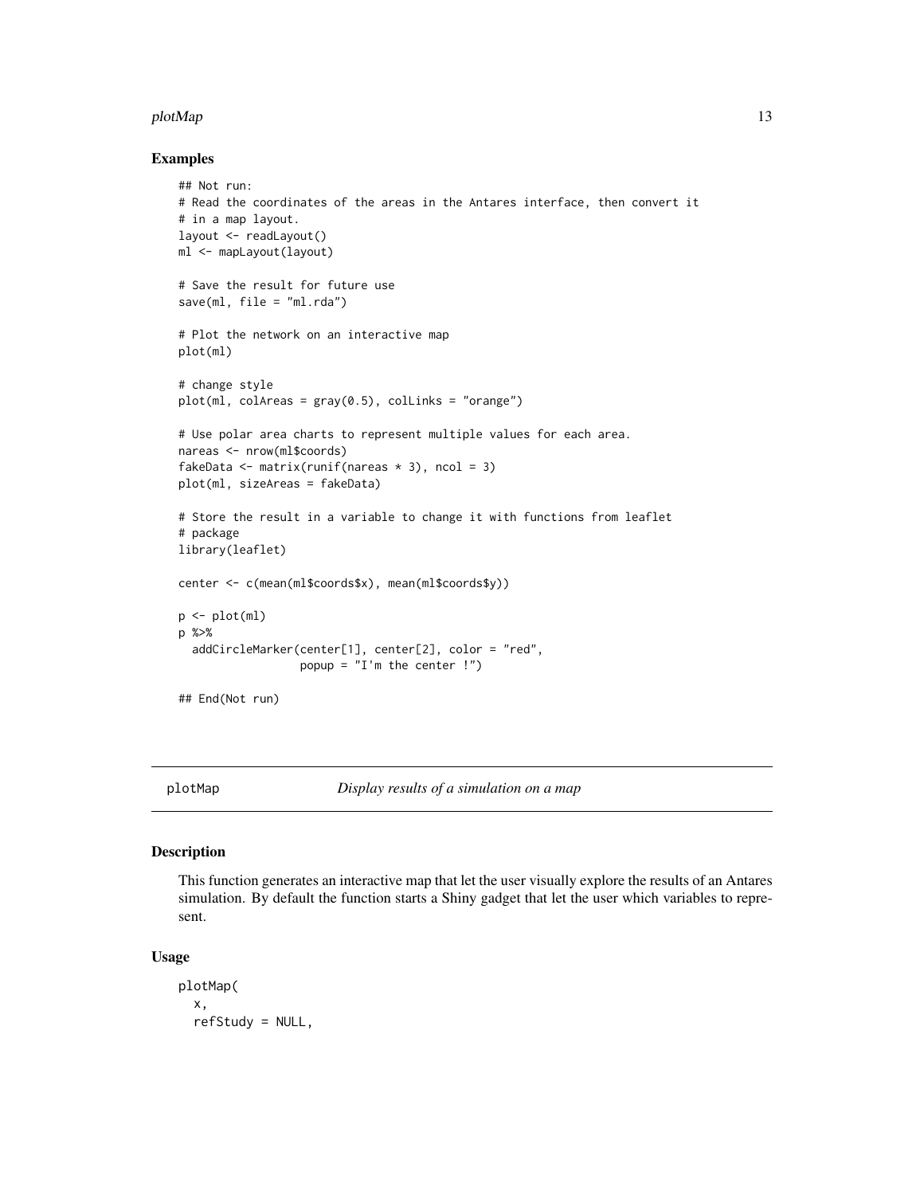## Examples

```
## Not run:
# Read the coordinates of the areas in the Antares interface, then convert it
# in a map layout.
layout <- readLayout()
ml <- mapLayout(layout)

# Save the result for future use
save(ml, file = "ml.rda")

# Plot the network on an interactive map
plot(ml)

# change style
plot(ml, colAreas = gray(0.5), colLinks = "orange")

# Use polar area charts to represent multiple values for each area.
nareas <- nrow(ml$coords)
fakeData <- matrix(runif(nareas * 3), ncol = 3)
plot(ml, sizeAreas = fakeData)

# Store the result in a variable to change it with functions from leaflet
# package
library(leaflet)

center <- c(mean(ml$coords$x), mean(ml$coords$y))

p <- plot(ml)
p %>%
  addCircleMarker(center[1], center[2], color = "red",
                  popup = "I'm the center !")

## End(Not run)
```

---

# plotMap — *Display results of a simulation on a map*

## Description

This function generates an interactive map that let the user visually explore the results of an Antares simulation. By default the function starts a Shiny gadget that let the user which variables to represent.

## Usage

```
plotMap(
  x,
  refStudy = NULL,
```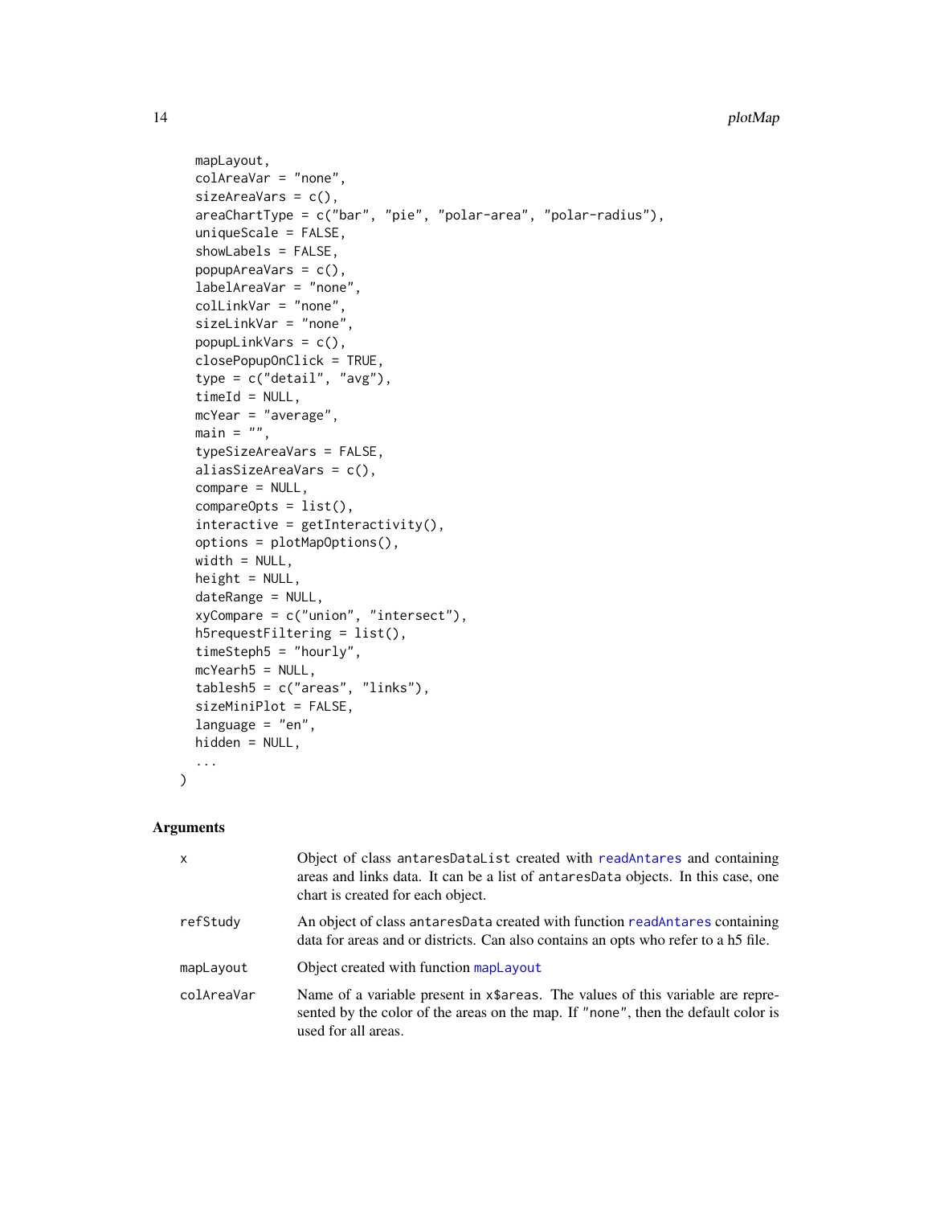```
  mapLayout,
  colAreaVar = "none",
  sizeAreaVars = c(),
  areaChartType = c("bar", "pie", "polar-area", "polar-radius"),
  uniqueScale = FALSE,
  showLabels = FALSE,
  popupAreaVars = c(),
  labelAreaVar = "none",
  colLinkVar = "none",
  sizeLinkVar = "none",
  popupLinkVars = c(),
  closePopupOnClick = TRUE,
  type = c("detail", "avg"),
  timeId = NULL,
  mcYear = "average",
  main = "",
  typeSizeAreaVars = FALSE,
  aliasSizeAreaVars = c(),
  compare = NULL,
  compareOpts = list(),
  interactive = getInteractivity(),
  options = plotMapOptions(),
  width = NULL,
  height = NULL,
  dateRange = NULL,
  xyCompare = c("union", "intersect"),
  h5requestFiltering = list(),
  timeSteph5 = "hourly",
  mcYearh5 = NULL,
  tablesh5 = c("areas", "links"),
  sizeMiniPlot = FALSE,
  language = "en",
  hidden = NULL,
  ...
)
```

## Arguments

| | |
|---|---|
| x | Object of class antaresDataList created with readAntares and containing areas and links data. It can be a list of antaresData objects. In this case, one chart is created for each object. |
| refStudy | An object of class antaresData created with function readAntares containing data for areas and or districts. Can also contains an opts who refer to a h5 file. |
| mapLayout | Object created with function mapLayout |
| colAreaVar | Name of a variable present in x$areas. The values of this variable are represented by the color of the areas on the map. If "none", then the default color is used for all areas. |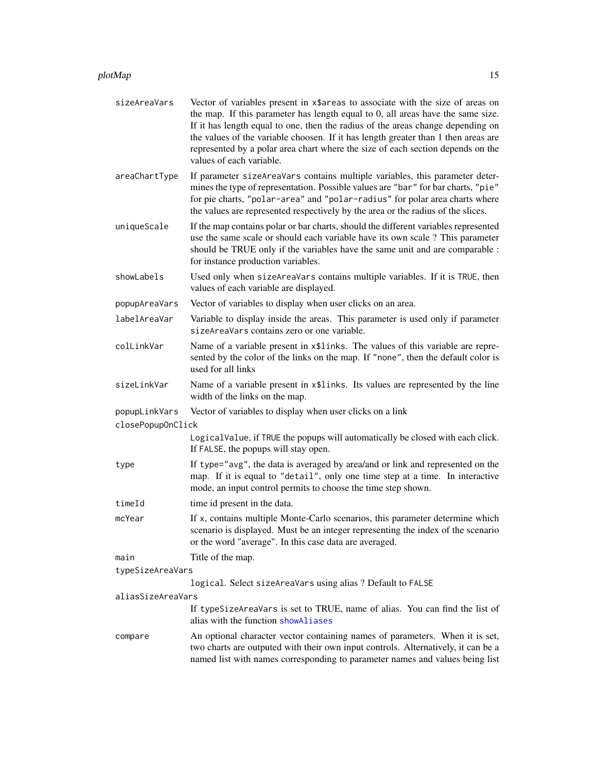`sizeAreaVars`
: Vector of variables present in `x$areas` to associate with the size of areas on the map. If this parameter has length equal to 0, all areas have the same size. If it has length equal to one, then the radius of the areas change depending on the values of the variable choosen. If it has length greater than 1 then areas are represented by a polar area chart where the size of each section depends on the values of each variable.

`areaChartType`
: If parameter `sizeAreaVars` contains multiple variables, this parameter determines the type of representation. Possible values are `"bar"` for bar charts, `"pie"` for pie charts, `"polar-area"` and `"polar-radius"` for polar area charts where the values are represented respectively by the area or the radius of the slices.

`uniqueScale`
: If the map contains polar or bar charts, should the different variables represented use the same scale or should each variable have its own scale ? This parameter should be TRUE only if the variables have the same unit and are comparable : for instance production variables.

`showLabels`
: Used only when `sizeAreaVars` contains multiple variables. If it is `TRUE`, then values of each variable are displayed.

`popupAreaVars`
: Vector of variables to display when user clicks on an area.

`labelAreaVar`
: Variable to display inside the areas. This parameter is used only if parameter `sizeAreaVars` contains zero or one variable.

`colLinkVar`
: Name of a variable present in `x$links`. The values of this variable are represented by the color of the links on the map. If `"none"`, then the default color is used for all links

`sizeLinkVar`
: Name of a variable present in `x$links`. Its values are represented by the line width of the links on the map.

`popupLinkVars`
: Vector of variables to display when user clicks on a link

`closePopupOnClick`
: `LogicalValue`, if `TRUE` the popups will automatically be closed with each click. If `FALSE`, the popups will stay open.

`type`
: If `type="avg"`, the data is averaged by area/and or link and represented on the map. If it is equal to `"detail"`, only one time step at a time. In interactive mode, an input control permits to choose the time step shown.

`timeId`
: time id present in the data.

`mcYear`
: If `x`, contains multiple Monte-Carlo scenarios, this parameter determine which scenario is displayed. Must be an integer representing the index of the scenario or the word "average". In this case data are averaged.

`main`
: Title of the map.

`typeSizeAreaVars`
: `logical`. Select `sizeAreaVars` using alias ? Default to `FALSE`

`aliasSizeAreaVars`
: If `typeSizeAreaVars` is set to TRUE, name of alias. You can find the list of alias with the function `showAliases`

`compare`
: An optional character vector containing names of parameters. When it is set, two charts are outputed with their own input controls. Alternatively, it can be a named list with names corresponding to parameter names and values being list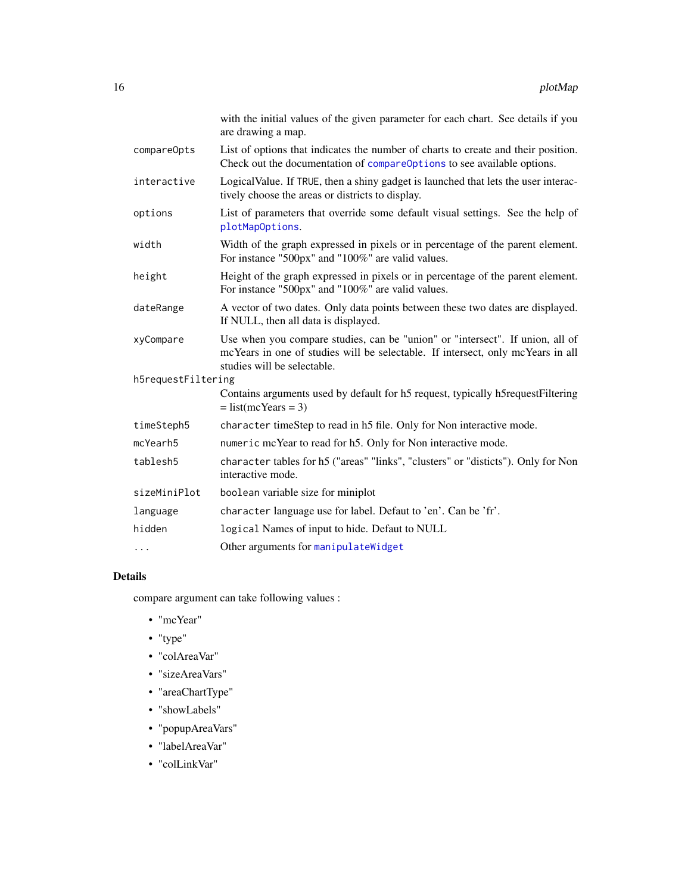| | |
|---|---|
| | with the initial values of the given parameter for each chart. See details if you are drawing a map. |
| `compareOpts` | List of options that indicates the number of charts to create and their position. Check out the documentation of `compareOptions` to see available options. |
| `interactive` | LogicalValue. If `TRUE`, then a shiny gadget is launched that lets the user interactively choose the areas or districts to display. |
| `options` | List of parameters that override some default visual settings. See the help of `plotMapOptions`. |
| `width` | Width of the graph expressed in pixels or in percentage of the parent element. For instance "500px" and "100%" are valid values. |
| `height` | Height of the graph expressed in pixels or in percentage of the parent element. For instance "500px" and "100%" are valid values. |
| `dateRange` | A vector of two dates. Only data points between these two dates are displayed. If NULL, then all data is displayed. |
| `xyCompare` | Use when you compare studies, can be "union" or "intersect". If union, all of mcYears in one of studies will be selectable. If intersect, only mcYears in all studies will be selectable. |
| `h5requestFiltering` | Contains arguments used by default for h5 request, typically h5requestFiltering = list(mcYears = 3) |
| `timeSteph5` | `character` timeStep to read in h5 file. Only for Non interactive mode. |
| `mcYearh5` | `numeric` mcYear to read for h5. Only for Non interactive mode. |
| `tablesh5` | `character` tables for h5 ("areas" "links", "clusters" or "disticts"). Only for Non interactive mode. |
| `sizeMiniPlot` | `boolean` variable size for miniplot |
| `language` | `character` language use for label. Defaut to 'en'. Can be 'fr'. |
| `hidden` | `logical` Names of input to hide. Defaut to NULL |
| `...` | Other arguments for `manipulateWidget` |

## Details

compare argument can take following values :

- "mcYear"
- "type"
- "colAreaVar"
- "sizeAreaVars"
- "areaChartType"
- "showLabels"
- "popupAreaVars"
- "labelAreaVar"
- "colLinkVar"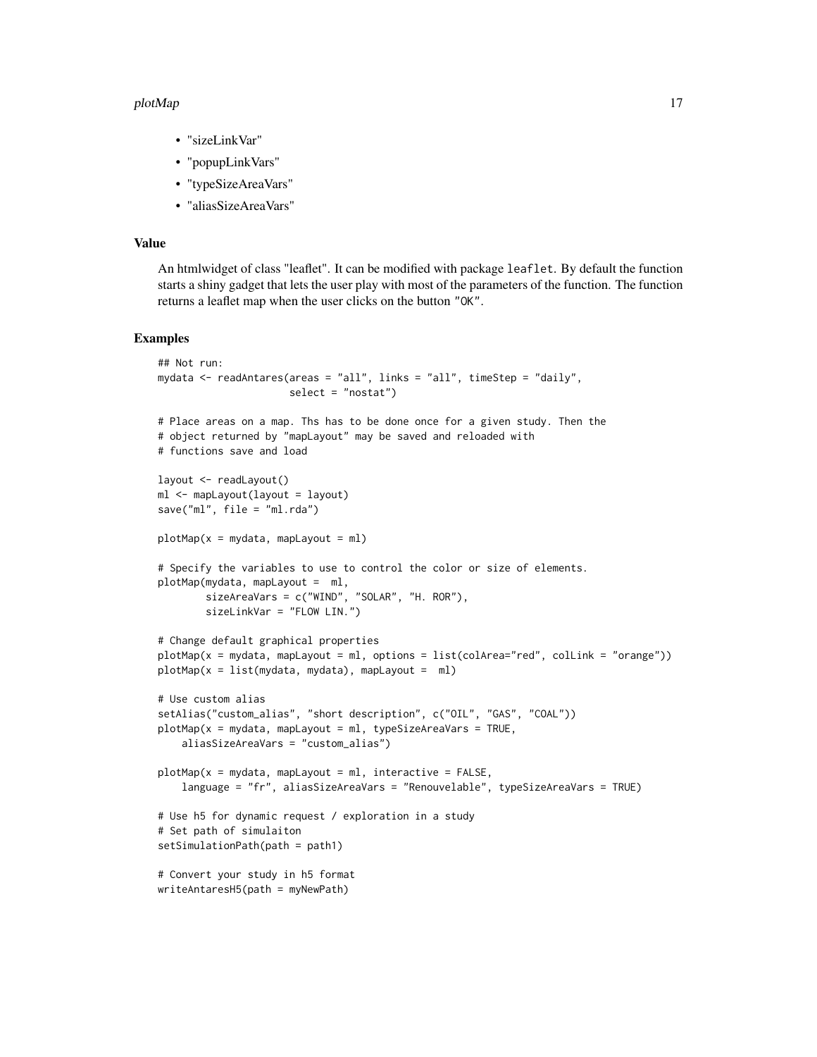- "sizeLinkVar"
- "popupLinkVars"
- "typeSizeAreaVars"
- "aliasSizeAreaVars"

## Value

An htmlwidget of class "leaflet". It can be modified with package `leaflet`. By default the function starts a shiny gadget that lets the user play with most of the parameters of the function. The function returns a leaflet map when the user clicks on the button `"OK"`.

## Examples

```
## Not run:
mydata <- readAntares(areas = "all", links = "all", timeStep = "daily",
                      select = "nostat")

# Place areas on a map. Ths has to be done once for a given study. Then the
# object returned by "mapLayout" may be saved and reloaded with
# functions save and load

layout <- readLayout()
ml <- mapLayout(layout = layout)
save("ml", file = "ml.rda")

plotMap(x = mydata, mapLayout = ml)

# Specify the variables to use to control the color or size of elements.
plotMap(mydata, mapLayout =  ml,
        sizeAreaVars = c("WIND", "SOLAR", "H. ROR"),
        sizeLinkVar = "FLOW LIN.")

# Change default graphical properties
plotMap(x = mydata, mapLayout = ml, options = list(colArea="red", colLink = "orange"))
plotMap(x = list(mydata, mydata), mapLayout =  ml)

# Use custom alias
setAlias("custom_alias", "short description", c("OIL", "GAS", "COAL"))
plotMap(x = mydata, mapLayout = ml, typeSizeAreaVars = TRUE,
    aliasSizeAreaVars = "custom_alias")

plotMap(x = mydata, mapLayout = ml, interactive = FALSE,
    language = "fr", aliasSizeAreaVars = "Renouvelable", typeSizeAreaVars = TRUE)

# Use h5 for dynamic request / exploration in a study
# Set path of simulaiton
setSimulationPath(path = path1)

# Convert your study in h5 format
writeAntaresH5(path = myNewPath)
```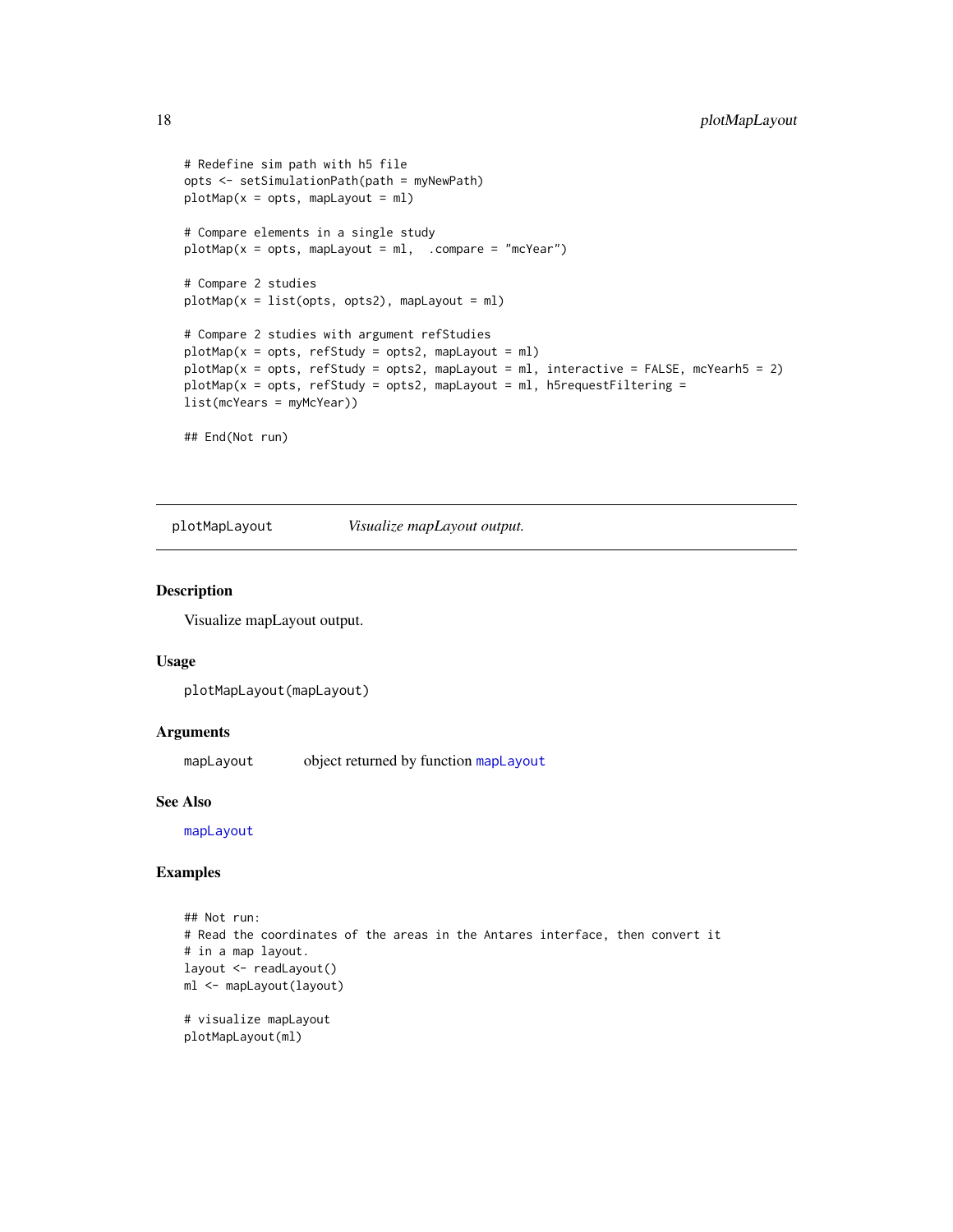```
# Redefine sim path with h5 file
opts <- setSimulationPath(path = myNewPath)
plotMap(x = opts, mapLayout = ml)

# Compare elements in a single study
plotMap(x = opts, mapLayout = ml,  .compare = "mcYear")

# Compare 2 studies
plotMap(x = list(opts, opts2), mapLayout = ml)

# Compare 2 studies with argument refStudies
plotMap(x = opts, refStudy = opts2, mapLayout = ml)
plotMap(x = opts, refStudy = opts2, mapLayout = ml, interactive = FALSE, mcYearh5 = 2)
plotMap(x = opts, refStudy = opts2, mapLayout = ml, h5requestFiltering =
list(mcYears = myMcYear))

## End(Not run)
```

---

## plotMapLayout — *Visualize mapLayout output.*

---

### Description

Visualize mapLayout output.

### Usage

```
plotMapLayout(mapLayout)
```

### Arguments

| | |
|---|---|
| `mapLayout` | object returned by function `mapLayout` |

### See Also

`mapLayout`

### Examples

```
## Not run:
# Read the coordinates of the areas in the Antares interface, then convert it
# in a map layout.
layout <- readLayout()
ml <- mapLayout(layout)

# visualize mapLayout
plotMapLayout(ml)
```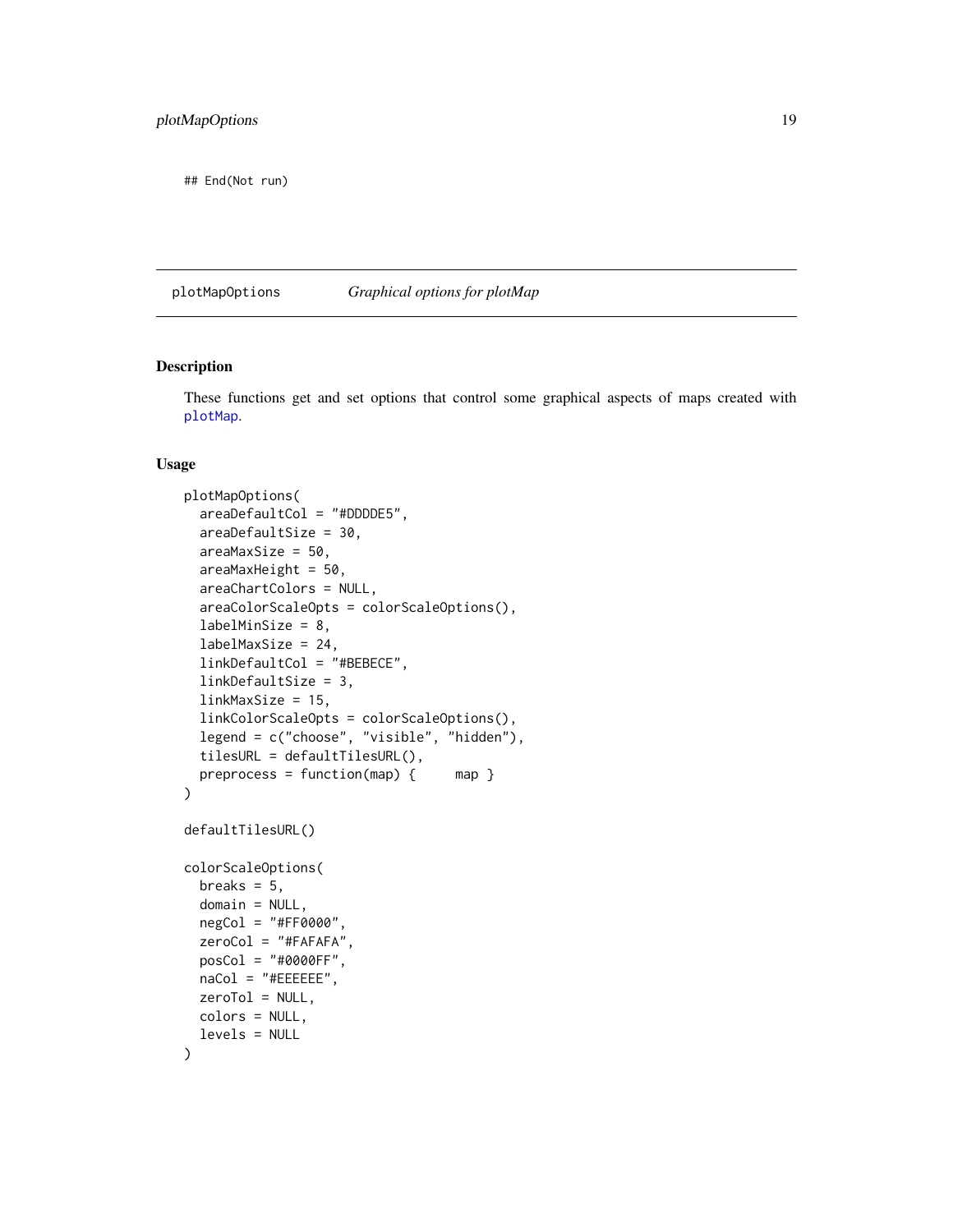```
## End(Not run)
```

---

plotMapOptions &emsp; *Graphical options for plotMap*

---

### Description

These functions get and set options that control some graphical aspects of maps created with plotMap.

### Usage

```
plotMapOptions(
  areaDefaultCol = "#DDDDE5",
  areaDefaultSize = 30,
  areaMaxSize = 50,
  areaMaxHeight = 50,
  areaChartColors = NULL,
  areaColorScaleOpts = colorScaleOptions(),
  labelMinSize = 8,
  labelMaxSize = 24,
  linkDefaultCol = "#BEBECE",
  linkDefaultSize = 3,
  linkMaxSize = 15,
  linkColorScaleOpts = colorScaleOptions(),
  legend = c("choose", "visible", "hidden"),
  tilesURL = defaultTilesURL(),
  preprocess = function(map) {      map }
)

defaultTilesURL()

colorScaleOptions(
  breaks = 5,
  domain = NULL,
  negCol = "#FF0000",
  zeroCol = "#FAFAFA",
  posCol = "#0000FF",
  naCol = "#EEEEEE",
  zeroTol = NULL,
  colors = NULL,
  levels = NULL
)
```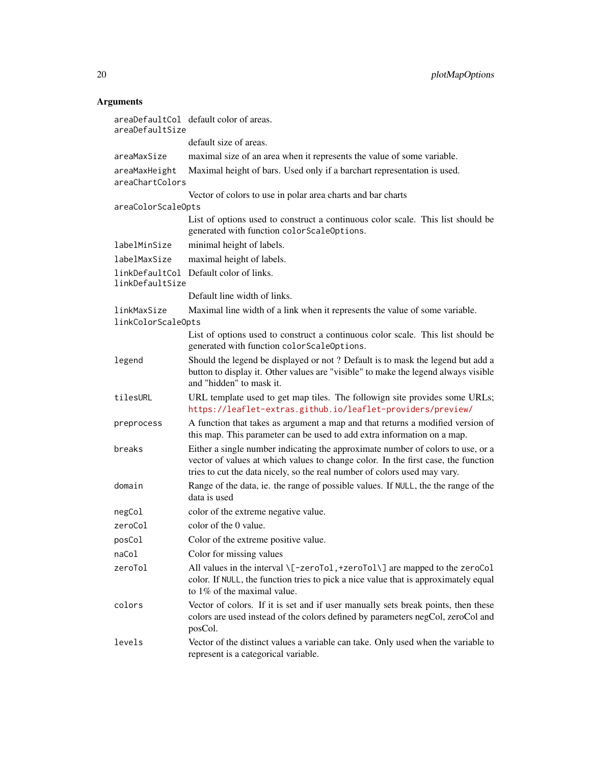## Arguments

| | |
|---|---|
| `areaDefaultCol` | default color of areas. |
| `areaDefaultSize` | default size of areas. |
| `areaMaxSize` | maximal size of an area when it represents the value of some variable. |
| `areaMaxHeight` | Maximal height of bars. Used only if a barchart representation is used. |
| `areaChartColors` | Vector of colors to use in polar area charts and bar charts |
| `areaColorScaleOpts` | List of options used to construct a continuous color scale. This list should be generated with function `colorScaleOptions`. |
| `labelMinSize` | minimal height of labels. |
| `labelMaxSize` | maximal height of labels. |
| `linkDefaultCol` | Default color of links. |
| `linkDefaultSize` | Default line width of links. |
| `linkMaxSize` | Maximal line width of a link when it represents the value of some variable. |
| `linkColorScaleOpts` | List of options used to construct a continuous color scale. This list should be generated with function `colorScaleOptions`. |
| `legend` | Should the legend be displayed or not ? Default is to mask the legend but add a button to display it. Other values are "visible" to make the legend always visible and "hidden" to mask it. |
| `tilesURL` | URL template used to get map tiles. The followign site provides some URLs; https://leaflet-extras.github.io/leaflet-providers/preview/ |
| `preprocess` | A function that takes as argument a map and that returns a modified version of this map. This parameter can be used to add extra information on a map. |
| `breaks` | Either a single number indicating the approximate number of colors to use, or a vector of values at which values to change color. In the first case, the function tries to cut the data nicely, so the real number of colors used may vary. |
| `domain` | Range of the data, ie. the range of possible values. If `NULL`, the the range of the data is used |
| `negCol` | color of the extreme negative value. |
| `zeroCol` | color of the 0 value. |
| `posCol` | Color of the extreme positive value. |
| `naCol` | Color for missing values |
| `zeroTol` | All values in the interval `\[-zeroTol,+zeroTol\]` are mapped to the `zeroCol` color. If `NULL`, the function tries to pick a nice value that is approximately equal to 1% of the maximal value. |
| `colors` | Vector of colors. If it is set and if user manually sets break points, then these colors are used instead of the colors defined by parameters negCol, zeroCol and posCol. |
| `levels` | Vector of the distinct values a variable can take. Only used when the variable to represent is a categorical variable. |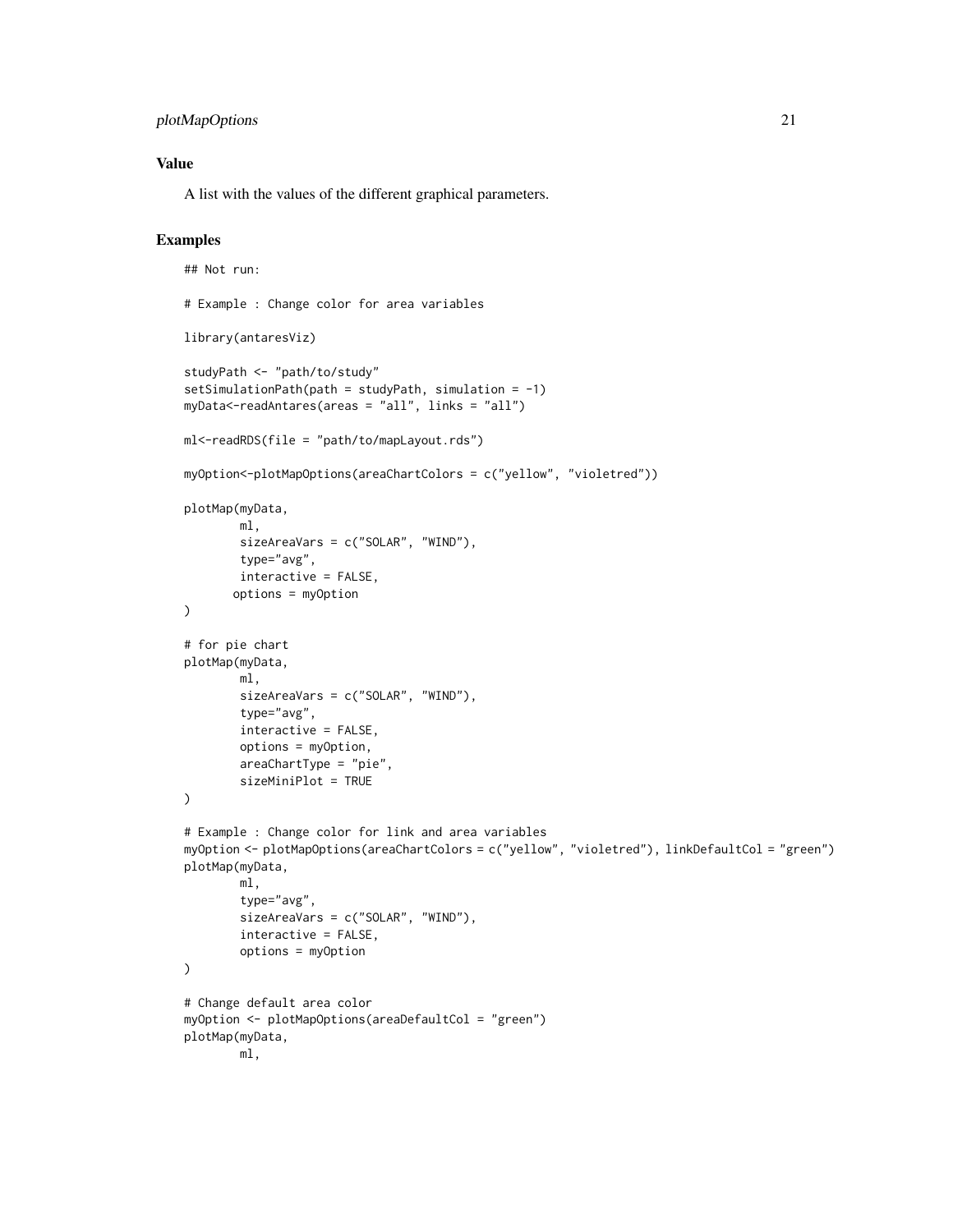### Value

A list with the values of the different graphical parameters.

### Examples

```
## Not run:

# Example : Change color for area variables

library(antaresViz)

studyPath <- "path/to/study"
setSimulationPath(path = studyPath, simulation = -1)
myData<-readAntares(areas = "all", links = "all")

ml<-readRDS(file = "path/to/mapLayout.rds")

myOption<-plotMapOptions(areaChartColors = c("yellow", "violetred"))

plotMap(myData,
        ml,
        sizeAreaVars = c("SOLAR", "WIND"),
        type="avg",
        interactive = FALSE,
       options = myOption
)

# for pie chart
plotMap(myData,
        ml,
        sizeAreaVars = c("SOLAR", "WIND"),
        type="avg",
        interactive = FALSE,
        options = myOption,
        areaChartType = "pie",
        sizeMiniPlot = TRUE
)

# Example : Change color for link and area variables
myOption <- plotMapOptions(areaChartColors = c("yellow", "violetred"), linkDefaultCol = "green")
plotMap(myData,
        ml,
        type="avg",
        sizeAreaVars = c("SOLAR", "WIND"),
        interactive = FALSE,
        options = myOption
)

# Change default area color
myOption <- plotMapOptions(areaDefaultCol = "green")
plotMap(myData,
        ml,
```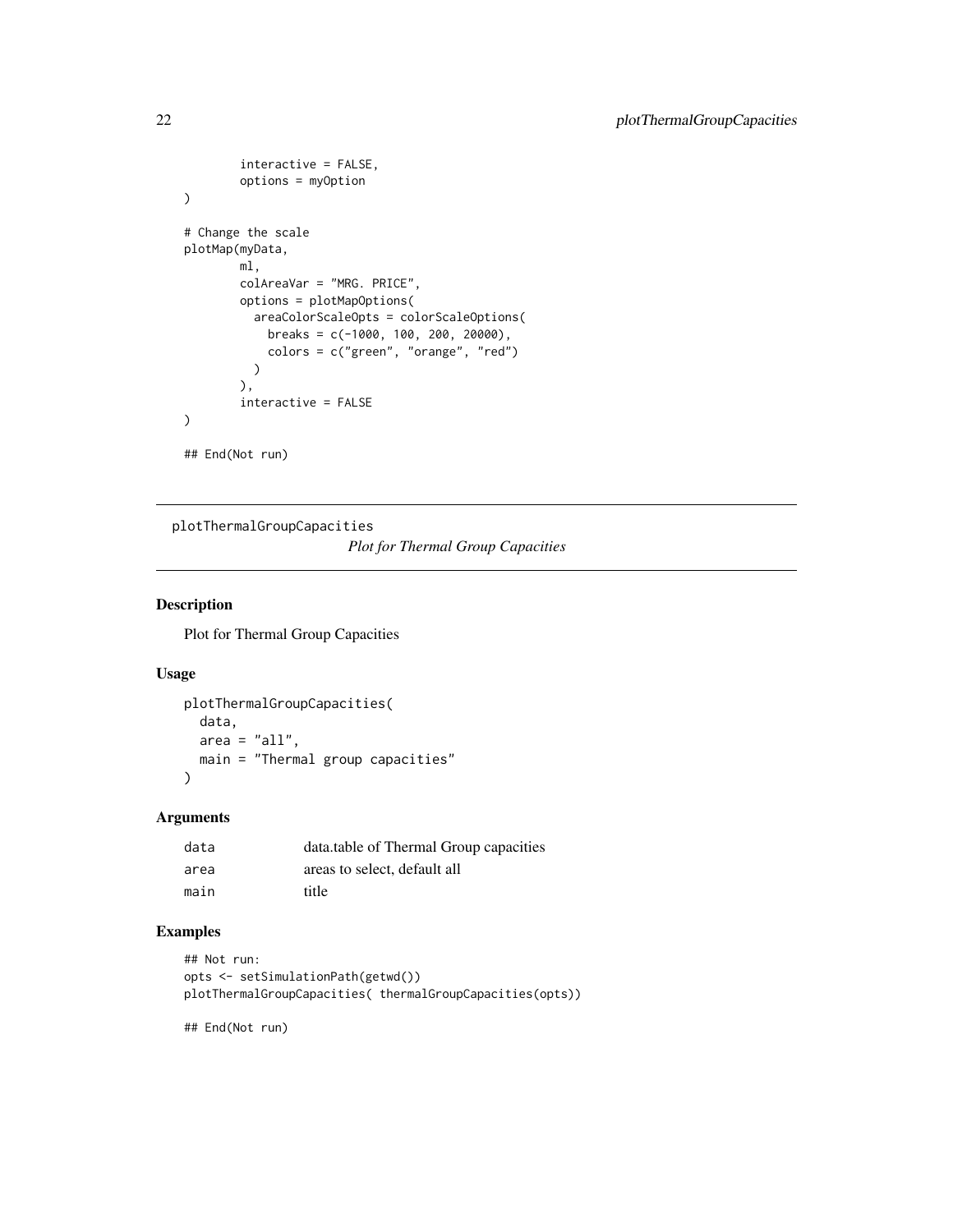```
        interactive = FALSE,
        options = myOption
)

# Change the scale
plotMap(myData,
        ml,
        colAreaVar = "MRG. PRICE",
        options = plotMapOptions(
          areaColorScaleOpts = colorScaleOptions(
            breaks = c(-1000, 100, 200, 20000),
            colors = c("green", "orange", "red")
          )
        ),
        interactive = FALSE
)

## End(Not run)
```

---

## plotThermalGroupCapacities    *Plot for Thermal Group Capacities*

---

### Description

Plot for Thermal Group Capacities

### Usage

```
plotThermalGroupCapacities(
  data,
  area = "all",
  main = "Thermal group capacities"
)
```

### Arguments

| | |
|---|---|
| data | data.table of Thermal Group capacities |
| area | areas to select, default all |
| main | title |

### Examples

```
## Not run:
opts <- setSimulationPath(getwd())
plotThermalGroupCapacities( thermalGroupCapacities(opts))

## End(Not run)
```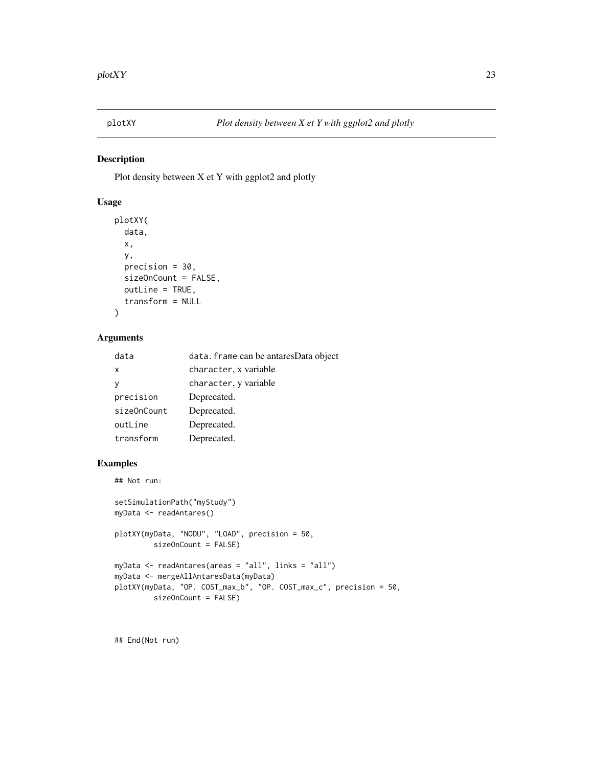## plotXY — *Plot density between X et Y with ggplot2 and plotly*

### Description

Plot density between X et Y with ggplot2 and plotly

### Usage

```
plotXY(
  data,
  x,
  y,
  precision = 30,
  sizeOnCount = FALSE,
  outLine = TRUE,
  transform = NULL
)
```

### Arguments

| | |
|---|---|
| `data` | `data.frame` can be antaresData object |
| `x` | `character`, x variable |
| `y` | `character`, y variable |
| `precision` | Deprecated. |
| `sizeOnCount` | Deprecated. |
| `outLine` | Deprecated. |
| `transform` | Deprecated. |

### Examples

```
## Not run:

setSimulationPath("myStudy")
myData <- readAntares()

plotXY(myData, "NODU", "LOAD", precision = 50,
        sizeOnCount = FALSE)

myData <- readAntares(areas = "all", links = "all")
myData <- mergeAllAntaresData(myData)
plotXY(myData, "OP. COST_max_b", "OP. COST_max_c", precision = 50,
        sizeOnCount = FALSE)



## End(Not run)
```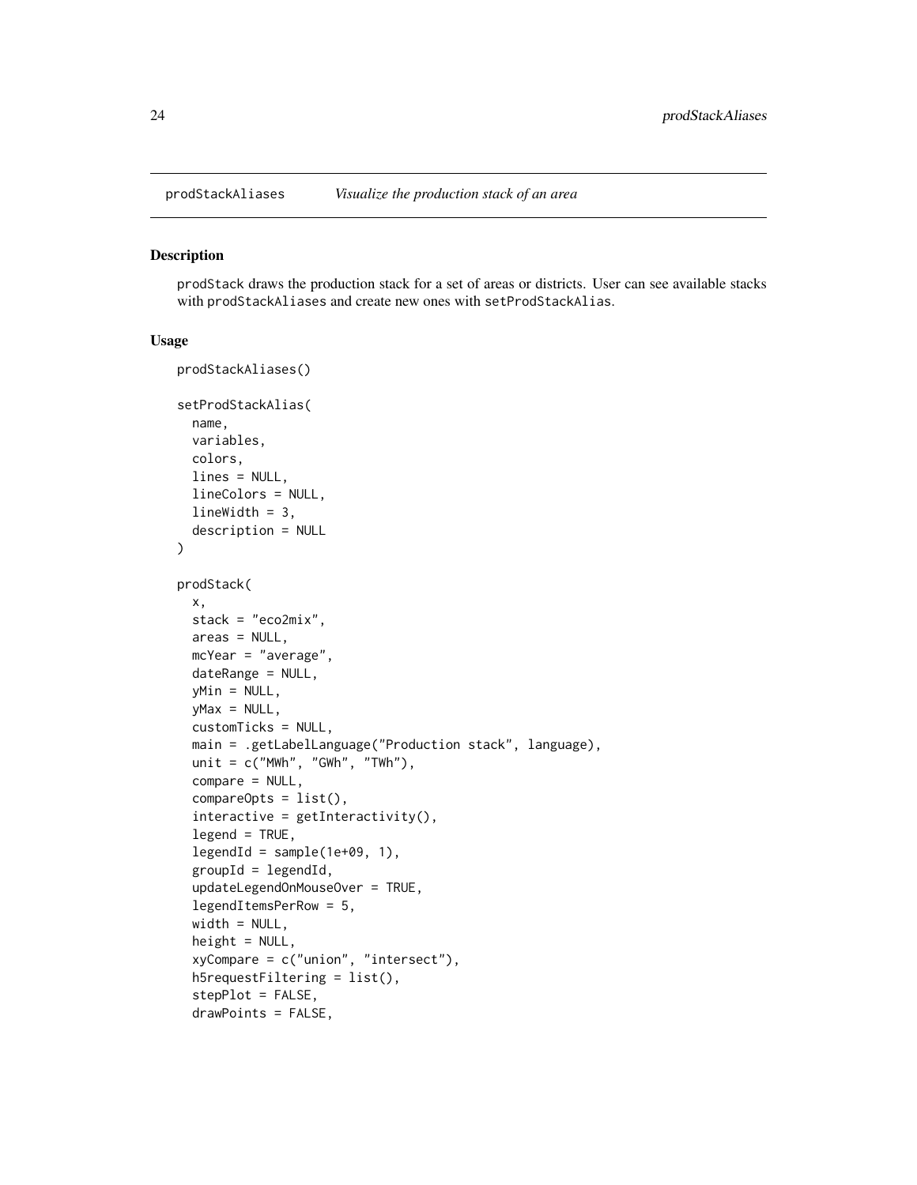prodStackAliases *Visualize the production stack of an area*

## Description

prodStack draws the production stack for a set of areas or districts. User can see available stacks with prodStackAliases and create new ones with setProdStackAlias.

## Usage

```
prodStackAliases()

setProdStackAlias(
  name,
  variables,
  colors,
  lines = NULL,
  lineColors = NULL,
  lineWidth = 3,
  description = NULL
)

prodStack(
  x,
  stack = "eco2mix",
  areas = NULL,
  mcYear = "average",
  dateRange = NULL,
  yMin = NULL,
  yMax = NULL,
  customTicks = NULL,
  main = .getLabelLanguage("Production stack", language),
  unit = c("MWh", "GWh", "TWh"),
  compare = NULL,
  compareOpts = list(),
  interactive = getInteractivity(),
  legend = TRUE,
  legendId = sample(1e+09, 1),
  groupId = legendId,
  updateLegendOnMouseOver = TRUE,
  legendItemsPerRow = 5,
  width = NULL,
  height = NULL,
  xyCompare = c("union", "intersect"),
  h5requestFiltering = list(),
  stepPlot = FALSE,
  drawPoints = FALSE,
```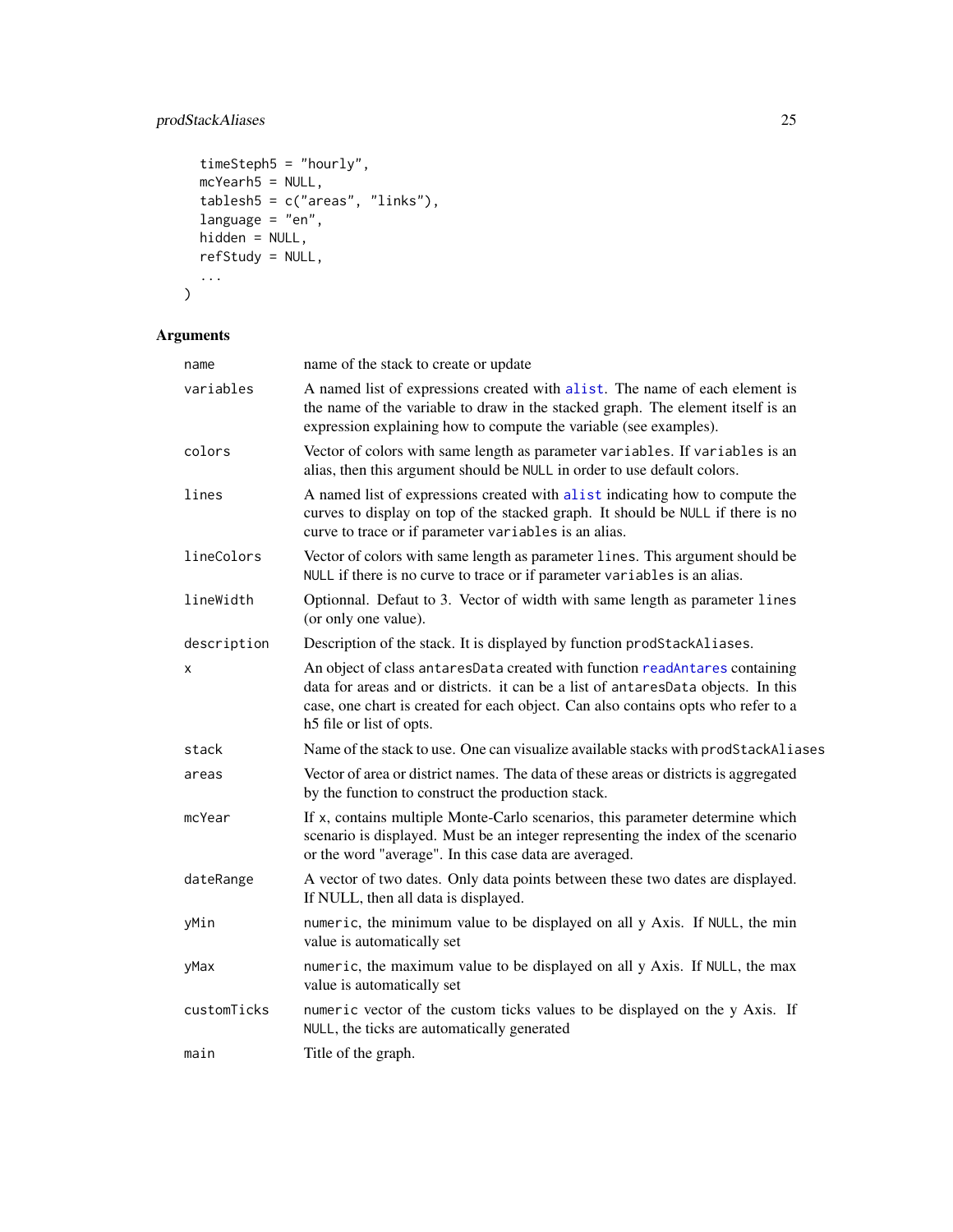```
  timeSteph5 = "hourly",
  mcYearh5 = NULL,
  tablesh5 = c("areas", "links"),
  language = "en",
  hidden = NULL,
  refStudy = NULL,
  ...
)
```

## Arguments

| | |
|---|---|
| name | name of the stack to create or update |
| variables | A named list of expressions created with alist. The name of each element is the name of the variable to draw in the stacked graph. The element itself is an expression explaining how to compute the variable (see examples). |
| colors | Vector of colors with same length as parameter variables. If variables is an alias, then this argument should be NULL in order to use default colors. |
| lines | A named list of expressions created with alist indicating how to compute the curves to display on top of the stacked graph. It should be NULL if there is no curve to trace or if parameter variables is an alias. |
| lineColors | Vector of colors with same length as parameter lines. This argument should be NULL if there is no curve to trace or if parameter variables is an alias. |
| lineWidth | Optionnal. Defaut to 3. Vector of width with same length as parameter lines (or only one value). |
| description | Description of the stack. It is displayed by function prodStackAliases. |
| x | An object of class antaresData created with function readAntares containing data for areas and or districts. it can be a list of antaresData objects. In this case, one chart is created for each object. Can also contains opts who refer to a h5 file or list of opts. |
| stack | Name of the stack to use. One can visualize available stacks with prodStackAliases |
| areas | Vector of area or district names. The data of these areas or districts is aggregated by the function to construct the production stack. |
| mcYear | If x, contains multiple Monte-Carlo scenarios, this parameter determine which scenario is displayed. Must be an integer representing the index of the scenario or the word "average". In this case data are averaged. |
| dateRange | A vector of two dates. Only data points between these two dates are displayed. If NULL, then all data is displayed. |
| yMin | numeric, the minimum value to be displayed on all y Axis. If NULL, the min value is automatically set |
| yMax | numeric, the maximum value to be displayed on all y Axis. If NULL, the max value is automatically set |
| customTicks | numeric vector of the custom ticks values to be displayed on the y Axis. If NULL, the ticks are automatically generated |
| main | Title of the graph. |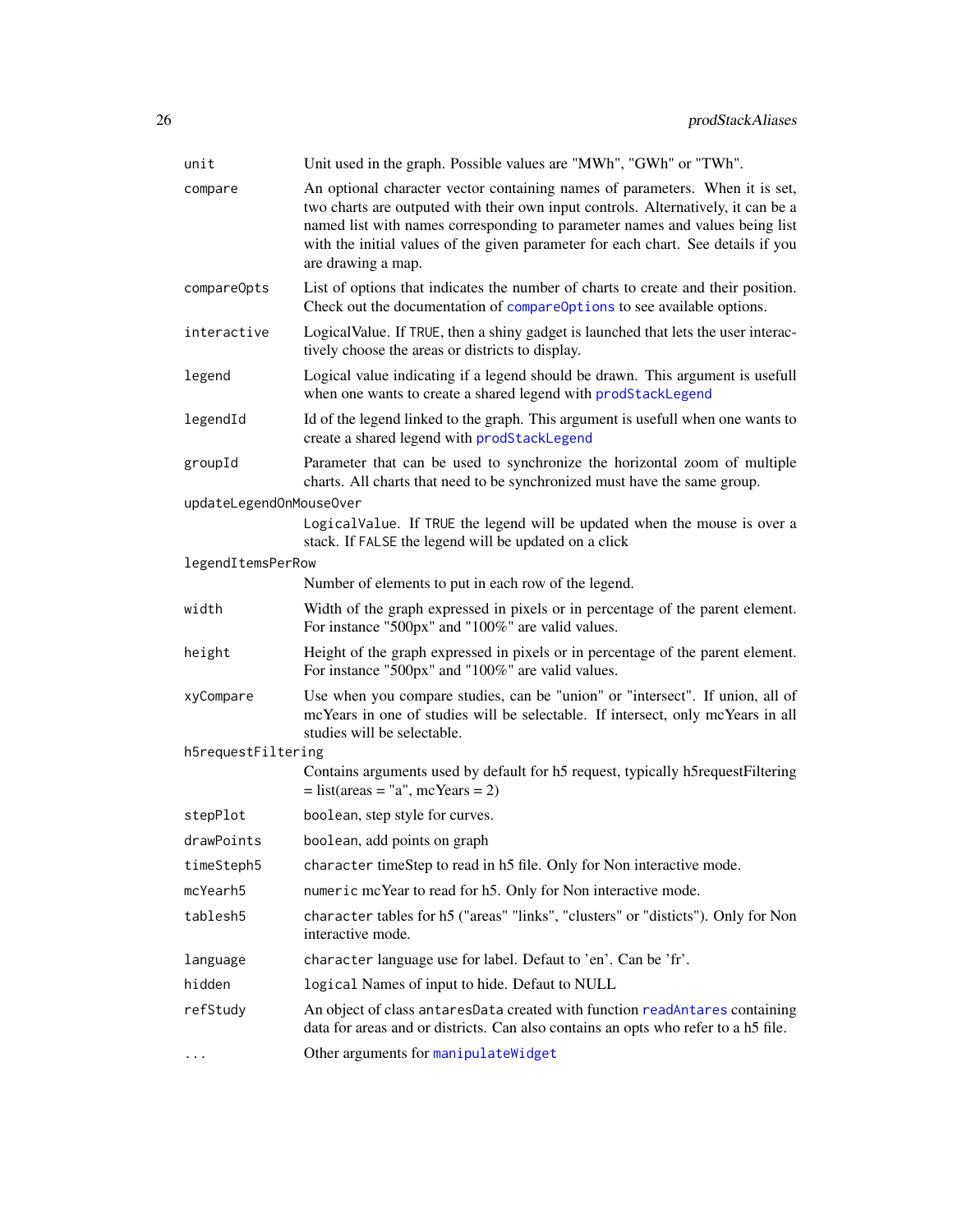| Argument | Description |
|---|---|
| `unit` | Unit used in the graph. Possible values are "MWh", "GWh" or "TWh". |
| `compare` | An optional character vector containing names of parameters. When it is set, two charts are outputed with their own input controls. Alternatively, it can be a named list with names corresponding to parameter names and values being list with the initial values of the given parameter for each chart. See details if you are drawing a map. |
| `compareOpts` | List of options that indicates the number of charts to create and their position. Check out the documentation of `compareOptions` to see available options. |
| `interactive` | LogicalValue. If `TRUE`, then a shiny gadget is launched that lets the user interactively choose the areas or districts to display. |
| `legend` | Logical value indicating if a legend should be drawn. This argument is usefull when one wants to create a shared legend with `prodStackLegend` |
| `legendId` | Id of the legend linked to the graph. This argument is usefull when one wants to create a shared legend with `prodStackLegend` |
| `groupId` | Parameter that can be used to synchronize the horizontal zoom of multiple charts. All charts that need to be synchronized must have the same group. |
| `updateLegendOnMouseOver` | `LogicalValue`. If `TRUE` the legend will be updated when the mouse is over a stack. If `FALSE` the legend will be updated on a click |
| `legendItemsPerRow` | Number of elements to put in each row of the legend. |
| `width` | Width of the graph expressed in pixels or in percentage of the parent element. For instance "500px" and "100%" are valid values. |
| `height` | Height of the graph expressed in pixels or in percentage of the parent element. For instance "500px" and "100%" are valid values. |
| `xyCompare` | Use when you compare studies, can be "union" or "intersect". If union, all of mcYears in one of studies will be selectable. If intersect, only mcYears in all studies will be selectable. |
| `h5requestFiltering` | Contains arguments used by default for h5 request, typically h5requestFiltering = list(areas = "a", mcYears = 2) |
| `stepPlot` | `boolean`, step style for curves. |
| `drawPoints` | `boolean`, add points on graph |
| `timeSteph5` | `character` timeStep to read in h5 file. Only for Non interactive mode. |
| `mcYearh5` | `numeric` mcYear to read for h5. Only for Non interactive mode. |
| `tablesh5` | `character` tables for h5 ("areas" "links", "clusters" or "disticts"). Only for Non interactive mode. |
| `language` | `character` language use for label. Defaut to 'en'. Can be 'fr'. |
| `hidden` | `logical` Names of input to hide. Defaut to NULL |
| `refStudy` | An object of class `antaresData` created with function `readAntares` containing data for areas and or districts. Can also contains an opts who refer to a h5 file. |
| `...` | Other arguments for `manipulateWidget` |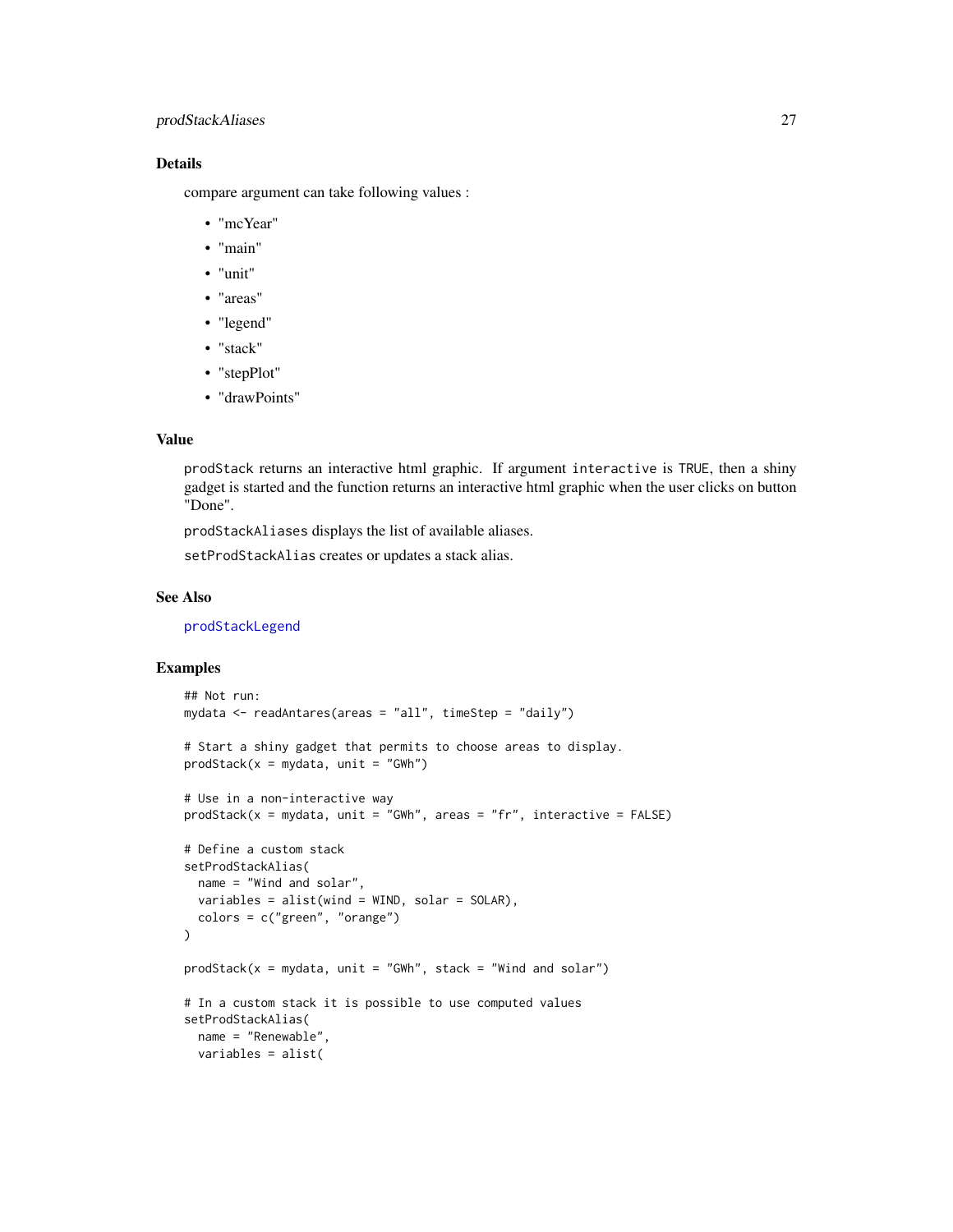## Details

compare argument can take following values :

- "mcYear"
- "main"
- "unit"
- "areas"
- "legend"
- "stack"
- "stepPlot"
- "drawPoints"

## Value

`prodStack` returns an interactive html graphic. If argument `interactive` is `TRUE`, then a shiny gadget is started and the function returns an interactive html graphic when the user clicks on button "Done".

`prodStackAliases` displays the list of available aliases.

`setProdStackAlias` creates or updates a stack alias.

## See Also

`prodStackLegend`

## Examples

```
## Not run:
mydata <- readAntares(areas = "all", timeStep = "daily")

# Start a shiny gadget that permits to choose areas to display.
prodStack(x = mydata, unit = "GWh")

# Use in a non-interactive way
prodStack(x = mydata, unit = "GWh", areas = "fr", interactive = FALSE)

# Define a custom stack
setProdStackAlias(
  name = "Wind and solar",
  variables = alist(wind = WIND, solar = SOLAR),
  colors = c("green", "orange")
)

prodStack(x = mydata, unit = "GWh", stack = "Wind and solar")

# In a custom stack it is possible to use computed values
setProdStackAlias(
  name = "Renewable",
  variables = alist(
```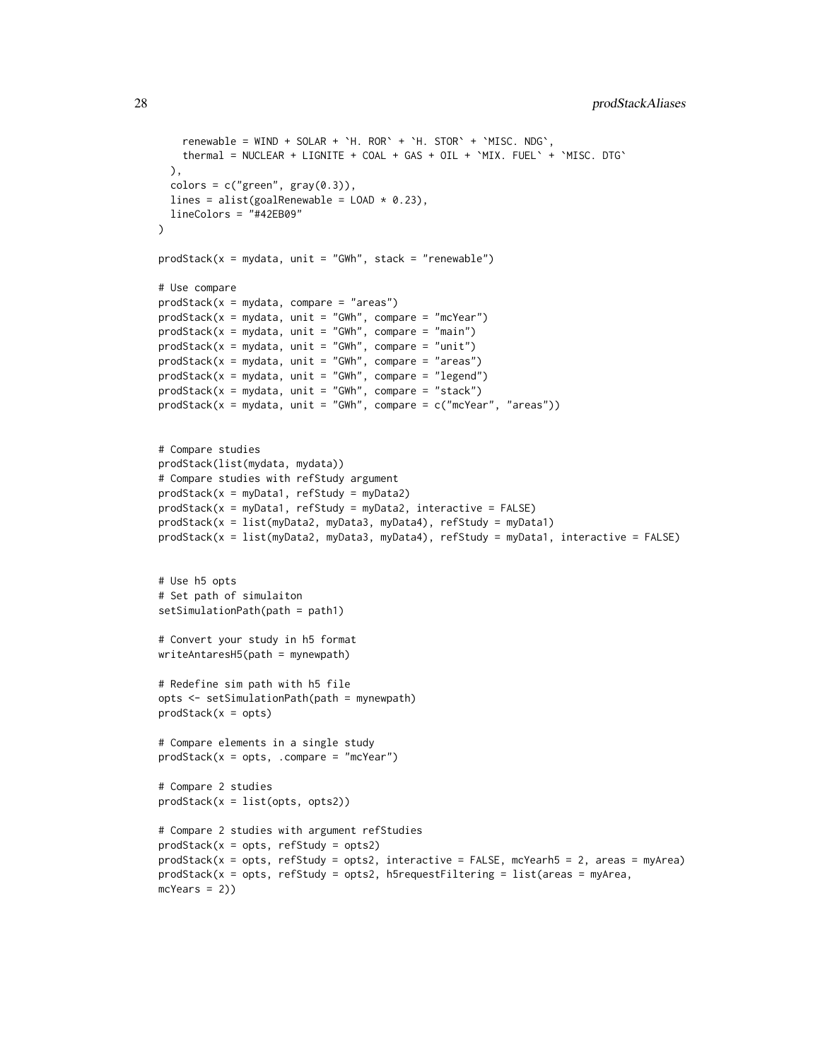```
    renewable = WIND + SOLAR + `H. ROR` + `H. STOR` + `MISC. NDG`,
    thermal = NUCLEAR + LIGNITE + COAL + GAS + OIL + `MIX. FUEL` + `MISC. DTG`
  ),
  colors = c("green", gray(0.3)),
  lines = alist(goalRenewable = LOAD * 0.23),
  lineColors = "#42EB09"
)

prodStack(x = mydata, unit = "GWh", stack = "renewable")

# Use compare
prodStack(x = mydata, compare = "areas")
prodStack(x = mydata, unit = "GWh", compare = "mcYear")
prodStack(x = mydata, unit = "GWh", compare = "main")
prodStack(x = mydata, unit = "GWh", compare = "unit")
prodStack(x = mydata, unit = "GWh", compare = "areas")
prodStack(x = mydata, unit = "GWh", compare = "legend")
prodStack(x = mydata, unit = "GWh", compare = "stack")
prodStack(x = mydata, unit = "GWh", compare = c("mcYear", "areas"))


# Compare studies
prodStack(list(mydata, mydata))
# Compare studies with refStudy argument
prodStack(x = myData1, refStudy = myData2)
prodStack(x = myData1, refStudy = myData2, interactive = FALSE)
prodStack(x = list(myData2, myData3, myData4), refStudy = myData1)
prodStack(x = list(myData2, myData3, myData4), refStudy = myData1, interactive = FALSE)


# Use h5 opts
# Set path of simulaiton
setSimulationPath(path = path1)

# Convert your study in h5 format
writeAntaresH5(path = mynewpath)

# Redefine sim path with h5 file
opts <- setSimulationPath(path = mynewpath)
prodStack(x = opts)

# Compare elements in a single study
prodStack(x = opts, .compare = "mcYear")

# Compare 2 studies
prodStack(x = list(opts, opts2))

# Compare 2 studies with argument refStudies
prodStack(x = opts, refStudy = opts2)
prodStack(x = opts, refStudy = opts2, interactive = FALSE, mcYearh5 = 2, areas = myArea)
prodStack(x = opts, refStudy = opts2, h5requestFiltering = list(areas = myArea,
mcYears = 2))
```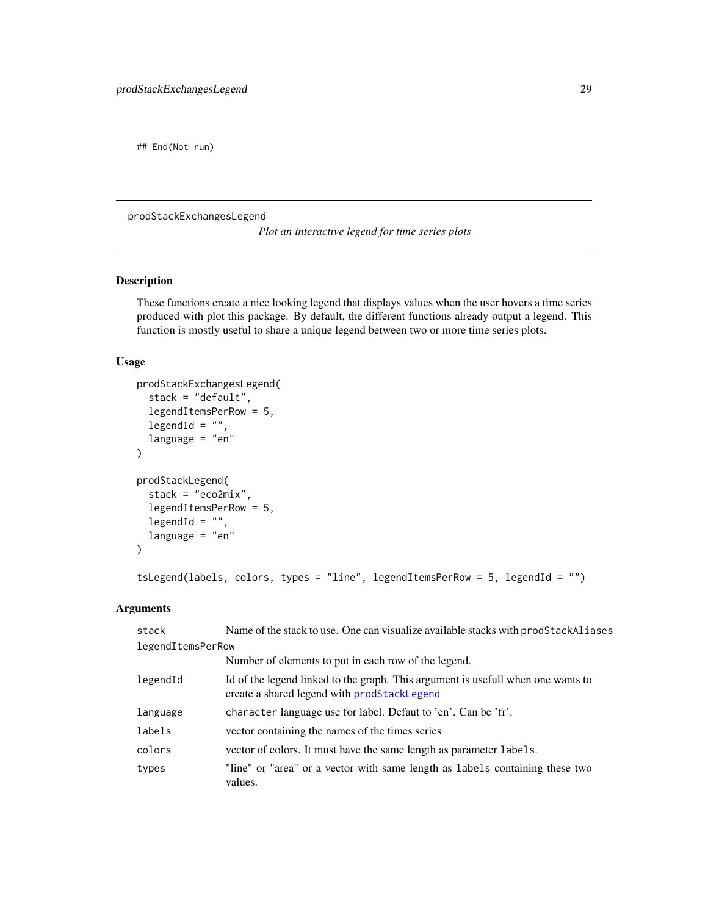```
## End(Not run)
```

---

prodStackExchangesLegend

*Plot an interactive legend for time series plots*

---

## Description

These functions create a nice looking legend that displays values when the user hovers a time series produced with plot this package. By default, the different functions already output a legend. This function is mostly useful to share a unique legend between two or more time series plots.

## Usage

```
prodStackExchangesLegend(
  stack = "default",
  legendItemsPerRow = 5,
  legendId = "",
  language = "en"
)

prodStackLegend(
  stack = "eco2mix",
  legendItemsPerRow = 5,
  legendId = "",
  language = "en"
)

tsLegend(labels, colors, types = "line", legendItemsPerRow = 5, legendId = "")
```

## Arguments

| Argument | Description |
|---|---|
| `stack` | Name of the stack to use. One can visualize available stacks with `prodStackAliases` |
| `legendItemsPerRow` | Number of elements to put in each row of the legend. |
| `legendId` | Id of the legend linked to the graph. This argument is usefull when one wants to create a shared legend with `prodStackLegend` |
| `language` | `character` language use for label. Defaut to 'en'. Can be 'fr'. |
| `labels` | vector containing the names of the times series |
| `colors` | vector of colors. It must have the same length as parameter `labels`. |
| `types` | "line" or "area" or a vector with same length as `labels` containing these two values. |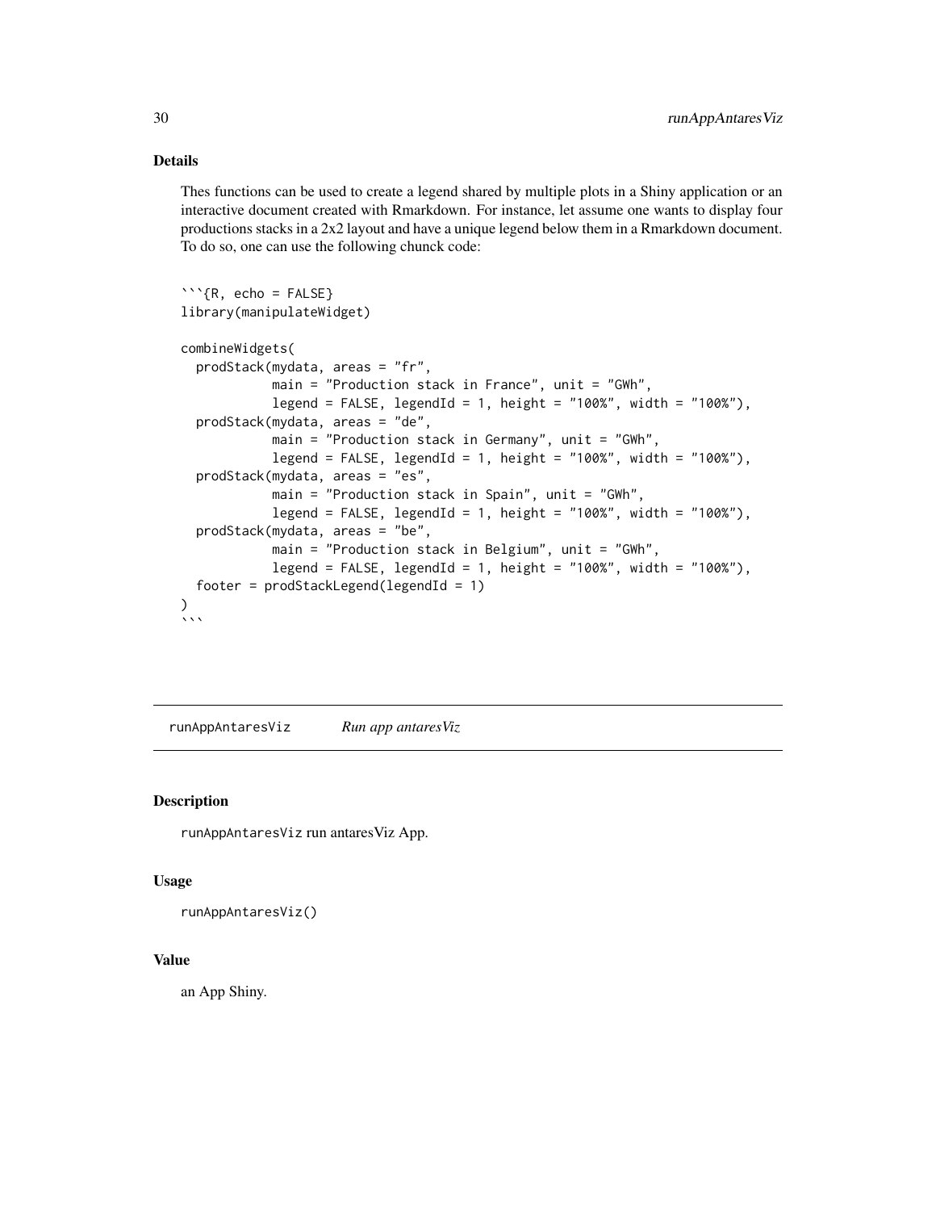### Details

Thes functions can be used to create a legend shared by multiple plots in a Shiny application or an interactive document created with Rmarkdown. For instance, let assume one wants to display four productions stacks in a 2x2 layout and have a unique legend below them in a Rmarkdown document. To do so, one can use the following chunck code:

````
```{R, echo = FALSE}
library(manipulateWidget)

combineWidgets(
  prodStack(mydata, areas = "fr",
            main = "Production stack in France", unit = "GWh",
            legend = FALSE, legendId = 1, height = "100%", width = "100%"),
  prodStack(mydata, areas = "de",
            main = "Production stack in Germany", unit = "GWh",
            legend = FALSE, legendId = 1, height = "100%", width = "100%"),
  prodStack(mydata, areas = "es",
            main = "Production stack in Spain", unit = "GWh",
            legend = FALSE, legendId = 1, height = "100%", width = "100%"),
  prodStack(mydata, areas = "be",
            main = "Production stack in Belgium", unit = "GWh",
            legend = FALSE, legendId = 1, height = "100%", width = "100%"),
  footer = prodStackLegend(legendId = 1)
)
```
````

---

## runAppAntaresViz — *Run app antaresViz*

### Description

runAppAntaresViz run antaresViz App.

### Usage

```
runAppAntaresViz()
```

### Value

an App Shiny.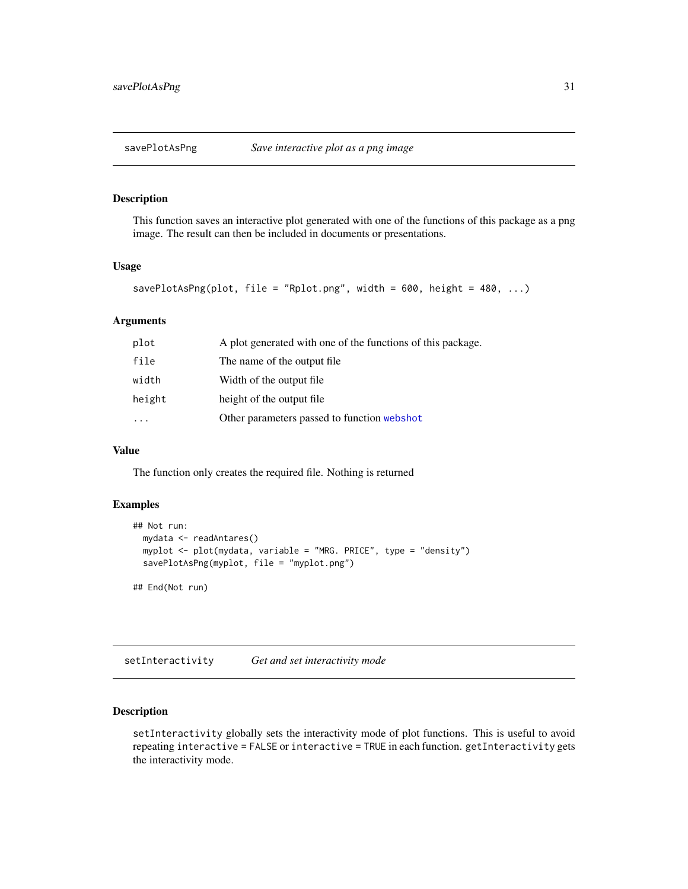## savePlotAsPng — *Save interactive plot as a png image*

### Description

This function saves an interactive plot generated with one of the functions of this package as a png image. The result can then be included in documents or presentations.

### Usage

```
savePlotAsPng(plot, file = "Rplot.png", width = 600, height = 480, ...)
```

### Arguments

| | |
|---|---|
| `plot` | A plot generated with one of the functions of this package. |
| `file` | The name of the output file |
| `width` | Width of the output file |
| `height` | height of the output file |
| `...` | Other parameters passed to function `webshot` |

### Value

The function only creates the required file. Nothing is returned

### Examples

```
## Not run:
  mydata <- readAntares()
  myplot <- plot(mydata, variable = "MRG. PRICE", type = "density")
  savePlotAsPng(myplot, file = "myplot.png")

## End(Not run)
```

## setInteractivity — *Get and set interactivity mode*

### Description

`setInteractivity` globally sets the interactivity mode of plot functions. This is useful to avoid repeating `interactive = FALSE` or `interactive = TRUE` in each function. `getInteractivity` gets the interactivity mode.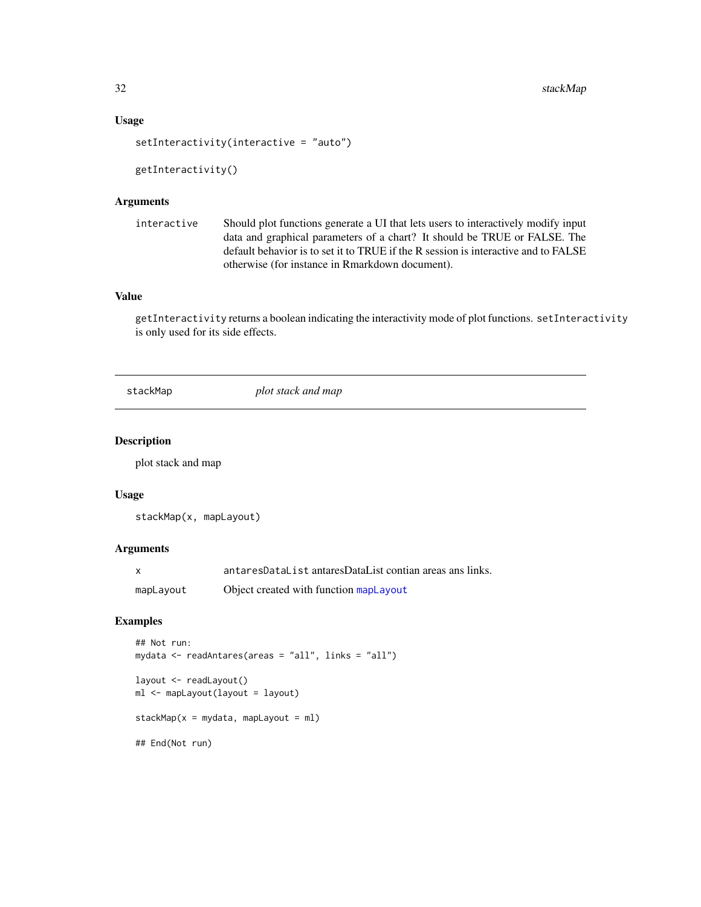### Usage

```
setInteractivity(interactive = "auto")

getInteractivity()
```

### Arguments

| | |
|---|---|
| interactive | Should plot functions generate a UI that lets users to interactively modify input data and graphical parameters of a chart? It should be TRUE or FALSE. The default behavior is to set it to TRUE if the R session is interactive and to FALSE otherwise (for instance in Rmarkdown document). |

### Value

`getInteractivity` returns a boolean indicating the interactivity mode of plot functions. `setInteractivity` is only used for its side effects.

---

## stackMap *plot stack and map*

---

### Description

plot stack and map

### Usage

```
stackMap(x, mapLayout)
```

### Arguments

| | |
|---|---|
| x | `antaresDataList` antaresDataList contian areas ans links. |
| mapLayout | Object created with function `mapLayout` |

### Examples

```
## Not run:
mydata <- readAntares(areas = "all", links = "all")

layout <- readLayout()
ml <- mapLayout(layout = layout)

stackMap(x = mydata, mapLayout = ml)

## End(Not run)
```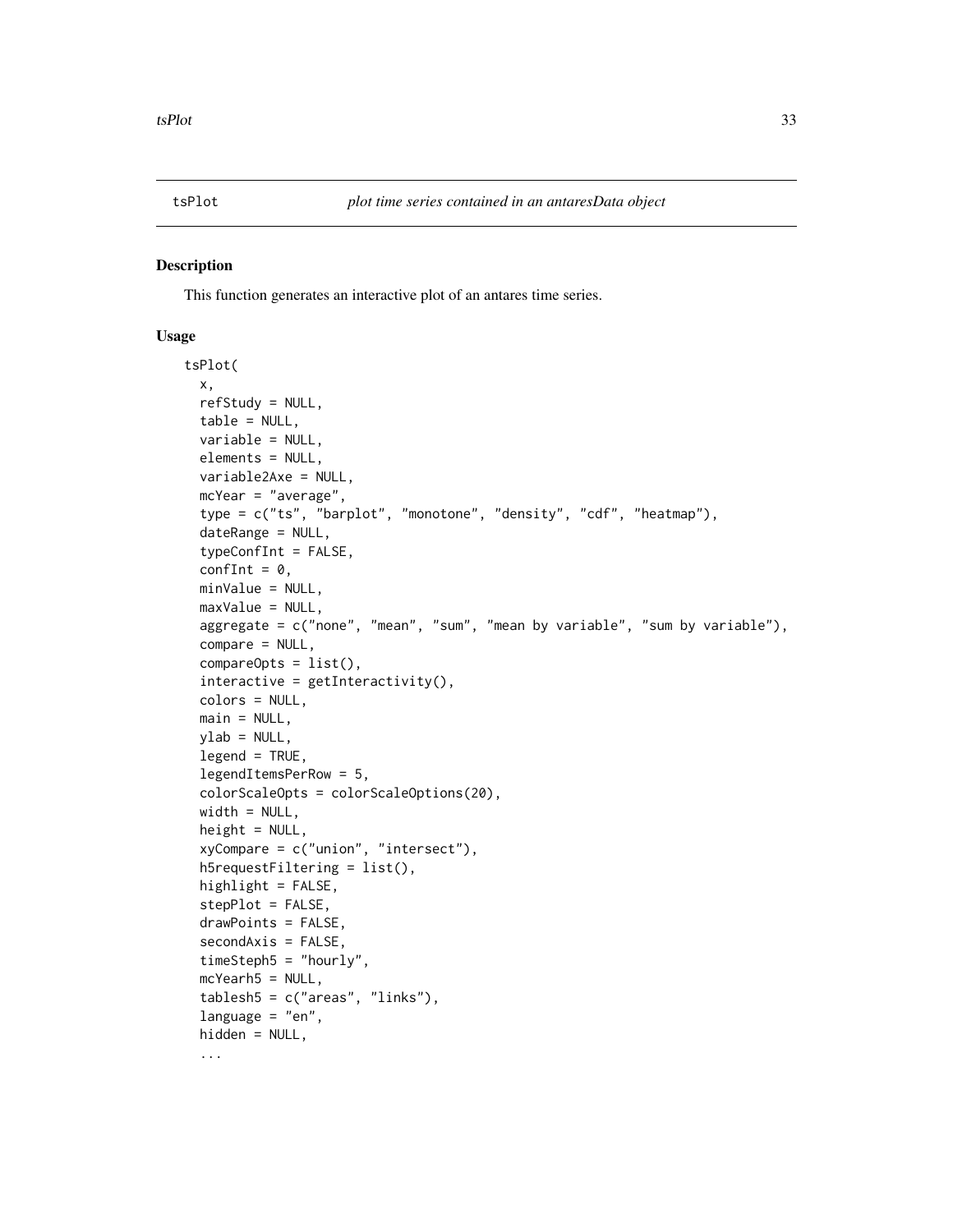tsPlot *plot time series contained in an antaresData object*

## Description

This function generates an interactive plot of an antares time series.

## Usage

```
tsPlot(
  x,
  refStudy = NULL,
  table = NULL,
  variable = NULL,
  elements = NULL,
  variable2Axe = NULL,
  mcYear = "average",
  type = c("ts", "barplot", "monotone", "density", "cdf", "heatmap"),
  dateRange = NULL,
  typeConfInt = FALSE,
  confInt = 0,
  minValue = NULL,
  maxValue = NULL,
  aggregate = c("none", "mean", "sum", "mean by variable", "sum by variable"),
  compare = NULL,
  compareOpts = list(),
  interactive = getInteractivity(),
  colors = NULL,
  main = NULL,
  ylab = NULL,
  legend = TRUE,
  legendItemsPerRow = 5,
  colorScaleOpts = colorScaleOptions(20),
  width = NULL,
  height = NULL,
  xyCompare = c("union", "intersect"),
  h5requestFiltering = list(),
  highlight = FALSE,
  stepPlot = FALSE,
  drawPoints = FALSE,
  secondAxis = FALSE,
  timeSteph5 = "hourly",
  mcYearh5 = NULL,
  tablesh5 = c("areas", "links"),
  language = "en",
  hidden = NULL,
  ...
```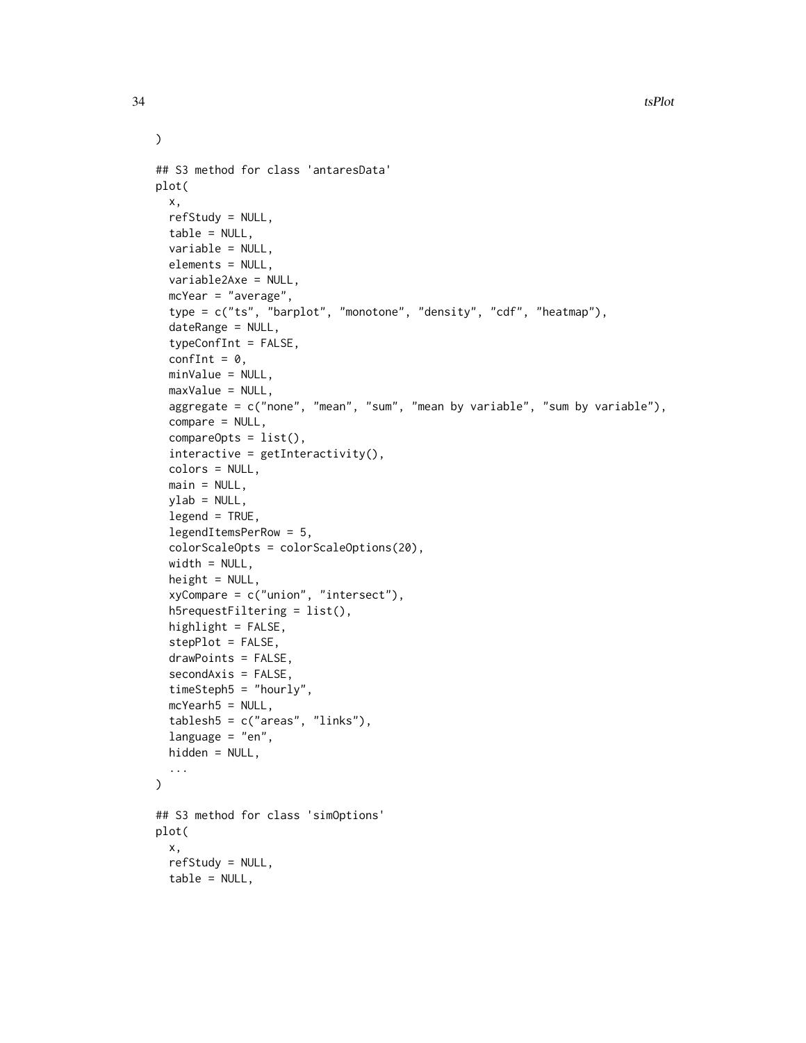```
)

## S3 method for class 'antaresData'
plot(
  x,
  refStudy = NULL,
  table = NULL,
  variable = NULL,
  elements = NULL,
  variable2Axe = NULL,
  mcYear = "average",
  type = c("ts", "barplot", "monotone", "density", "cdf", "heatmap"),
  dateRange = NULL,
  typeConfInt = FALSE,
  confInt = 0,
  minValue = NULL,
  maxValue = NULL,
  aggregate = c("none", "mean", "sum", "mean by variable", "sum by variable"),
  compare = NULL,
  compareOpts = list(),
  interactive = getInteractivity(),
  colors = NULL,
  main = NULL,
  ylab = NULL,
  legend = TRUE,
  legendItemsPerRow = 5,
  colorScaleOpts = colorScaleOptions(20),
  width = NULL,
  height = NULL,
  xyCompare = c("union", "intersect"),
  h5requestFiltering = list(),
  highlight = FALSE,
  stepPlot = FALSE,
  drawPoints = FALSE,
  secondAxis = FALSE,
  timeSteph5 = "hourly",
  mcYearh5 = NULL,
  tablesh5 = c("areas", "links"),
  language = "en",
  hidden = NULL,
  ...
)

## S3 method for class 'simOptions'
plot(
  x,
  refStudy = NULL,
  table = NULL,
```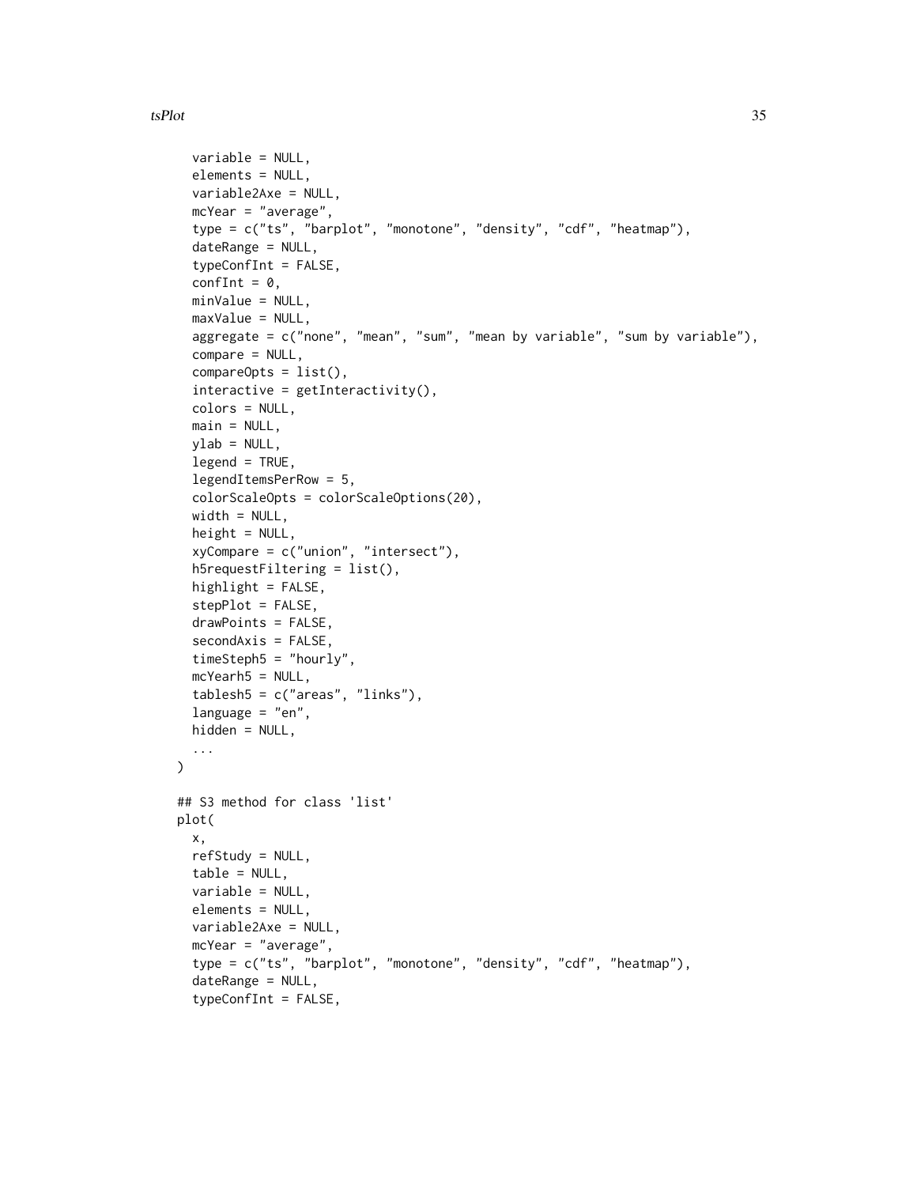```
  variable = NULL,
  elements = NULL,
  variable2Axe = NULL,
  mcYear = "average",
  type = c("ts", "barplot", "monotone", "density", "cdf", "heatmap"),
  dateRange = NULL,
  typeConfInt = FALSE,
  confInt = 0,
  minValue = NULL,
  maxValue = NULL,
  aggregate = c("none", "mean", "sum", "mean by variable", "sum by variable"),
  compare = NULL,
  compareOpts = list(),
  interactive = getInteractivity(),
  colors = NULL,
  main = NULL,
  ylab = NULL,
  legend = TRUE,
  legendItemsPerRow = 5,
  colorScaleOpts = colorScaleOptions(20),
  width = NULL,
  height = NULL,
  xyCompare = c("union", "intersect"),
  h5requestFiltering = list(),
  highlight = FALSE,
  stepPlot = FALSE,
  drawPoints = FALSE,
  secondAxis = FALSE,
  timeSteph5 = "hourly",
  mcYearh5 = NULL,
  tablesh5 = c("areas", "links"),
  language = "en",
  hidden = NULL,
  ...
)

## S3 method for class 'list'
plot(
  x,
  refStudy = NULL,
  table = NULL,
  variable = NULL,
  elements = NULL,
  variable2Axe = NULL,
  mcYear = "average",
  type = c("ts", "barplot", "monotone", "density", "cdf", "heatmap"),
  dateRange = NULL,
  typeConfInt = FALSE,
```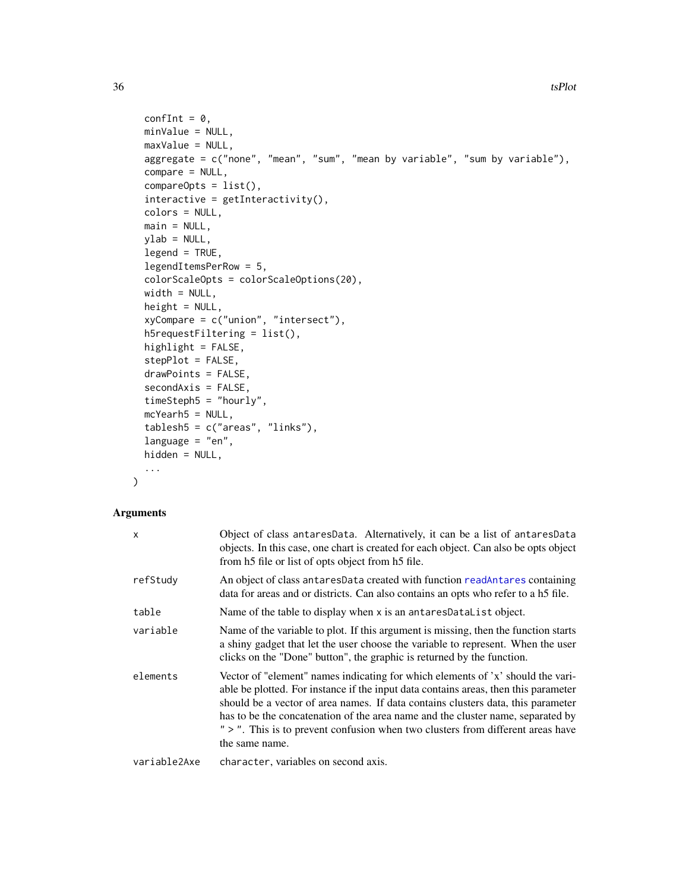```
  confInt = 0,
  minValue = NULL,
  maxValue = NULL,
  aggregate = c("none", "mean", "sum", "mean by variable", "sum by variable"),
  compare = NULL,
  compareOpts = list(),
  interactive = getInteractivity(),
  colors = NULL,
  main = NULL,
  ylab = NULL,
  legend = TRUE,
  legendItemsPerRow = 5,
  colorScaleOpts = colorScaleOptions(20),
  width = NULL,
  height = NULL,
  xyCompare = c("union", "intersect"),
  h5requestFiltering = list(),
  highlight = FALSE,
  stepPlot = FALSE,
  drawPoints = FALSE,
  secondAxis = FALSE,
  timeSteph5 = "hourly",
  mcYearh5 = NULL,
  tablesh5 = c("areas", "links"),
  language = "en",
  hidden = NULL,
  ...
)
```

## Arguments

| | |
|---|---|
| `x` | Object of class `antaresData`. Alternatively, it can be a list of `antaresData` objects. In this case, one chart is created for each object. Can also be opts object from h5 file or list of opts object from h5 file. |
| `refStudy` | An object of class `antaresData` created with function `readAntares` containing data for areas and or districts. Can also contains an opts who refer to a h5 file. |
| `table` | Name of the table to display when `x` is an `antaresDataList` object. |
| `variable` | Name of the variable to plot. If this argument is missing, then the function starts a shiny gadget that let the user choose the variable to represent. When the user clicks on the "Done" button", the graphic is returned by the function. |
| `elements` | Vector of "element" names indicating for which elements of 'x' should the variable be plotted. For instance if the input data contains areas, then this parameter should be a vector of area names. If data contains clusters data, this parameter has to be the concatenation of the area name and the cluster name, separated by " > ". This is to prevent confusion when two clusters from different areas have the same name. |
| `variable2Axe` | `character`, variables on second axis. |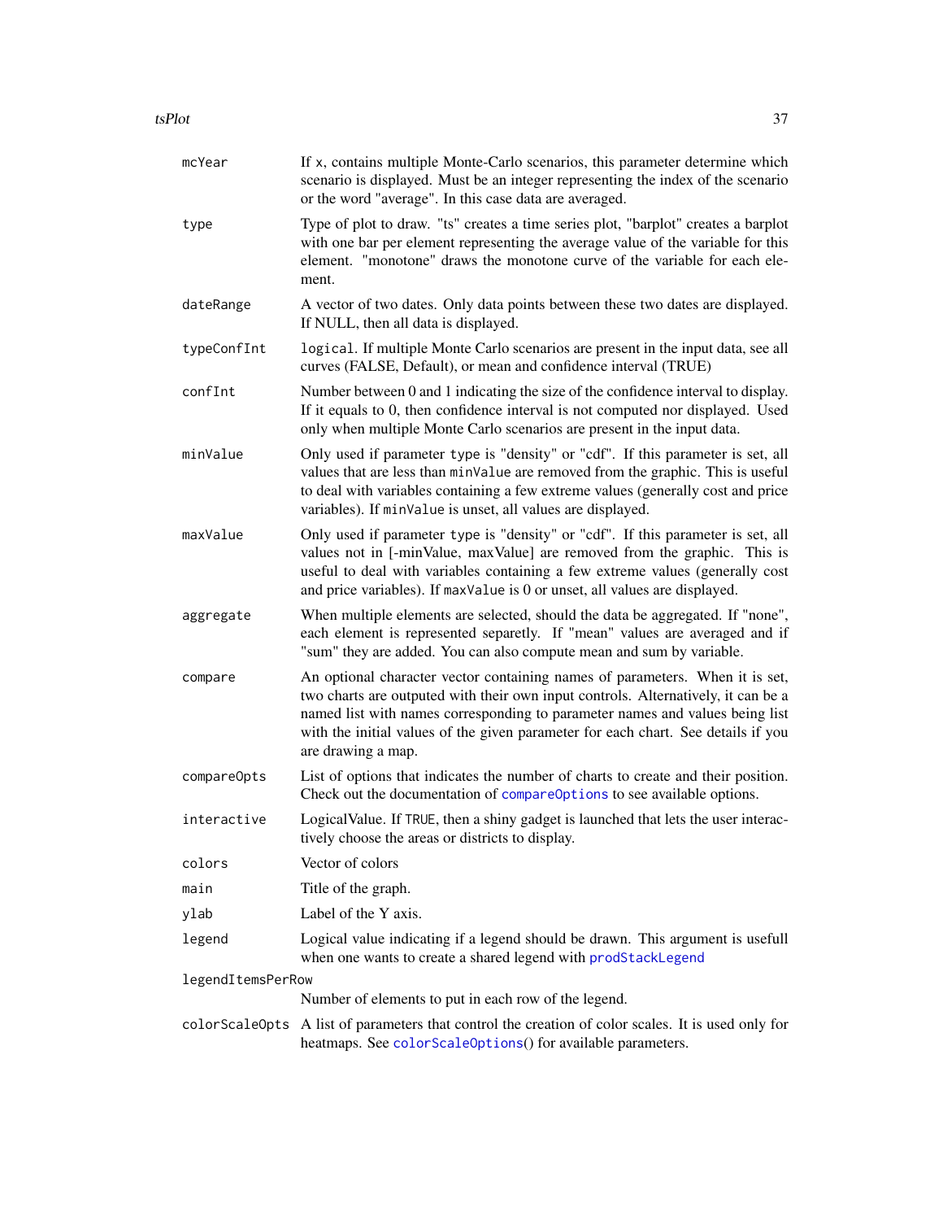| | |
|---|---|
| `mcYear` | If x, contains multiple Monte-Carlo scenarios, this parameter determine which scenario is displayed. Must be an integer representing the index of the scenario or the word "average". In this case data are averaged. |
| `type` | Type of plot to draw. "ts" creates a time series plot, "barplot" creates a barplot with one bar per element representing the average value of the variable for this element. "monotone" draws the monotone curve of the variable for each element. |
| `dateRange` | A vector of two dates. Only data points between these two dates are displayed. If NULL, then all data is displayed. |
| `typeConfInt` | `logical`. If multiple Monte Carlo scenarios are present in the input data, see all curves (FALSE, Default), or mean and confidence interval (TRUE) |
| `confInt` | Number between 0 and 1 indicating the size of the confidence interval to display. If it equals to 0, then confidence interval is not computed nor displayed. Used only when multiple Monte Carlo scenarios are present in the input data. |
| `minValue` | Only used if parameter `type` is "density" or "cdf". If this parameter is set, all values that are less than `minValue` are removed from the graphic. This is useful to deal with variables containing a few extreme values (generally cost and price variables). If `minValue` is unset, all values are displayed. |
| `maxValue` | Only used if parameter `type` is "density" or "cdf". If this parameter is set, all values not in [-minValue, maxValue] are removed from the graphic. This is useful to deal with variables containing a few extreme values (generally cost and price variables). If `maxValue` is 0 or unset, all values are displayed. |
| `aggregate` | When multiple elements are selected, should the data be aggregated. If "none", each element is represented separetly. If "mean" values are averaged and if "sum" they are added. You can also compute mean and sum by variable. |
| `compare` | An optional character vector containing names of parameters. When it is set, two charts are outputed with their own input controls. Alternatively, it can be a named list with names corresponding to parameter names and values being list with the initial values of the given parameter for each chart. See details if you are drawing a map. |
| `compareOpts` | List of options that indicates the number of charts to create and their position. Check out the documentation of `compareOptions` to see available options. |
| `interactive` | LogicalValue. If `TRUE`, then a shiny gadget is launched that lets the user interactively choose the areas or districts to display. |
| `colors` | Vector of colors |
| `main` | Title of the graph. |
| `ylab` | Label of the Y axis. |
| `legend` | Logical value indicating if a legend should be drawn. This argument is usefull when one wants to create a shared legend with `prodStackLegend` |
| `legendItemsPerRow` | Number of elements to put in each row of the legend. |
| `colorScaleOpts` | A list of parameters that control the creation of color scales. It is used only for heatmaps. See `colorScaleOptions()` for available parameters. |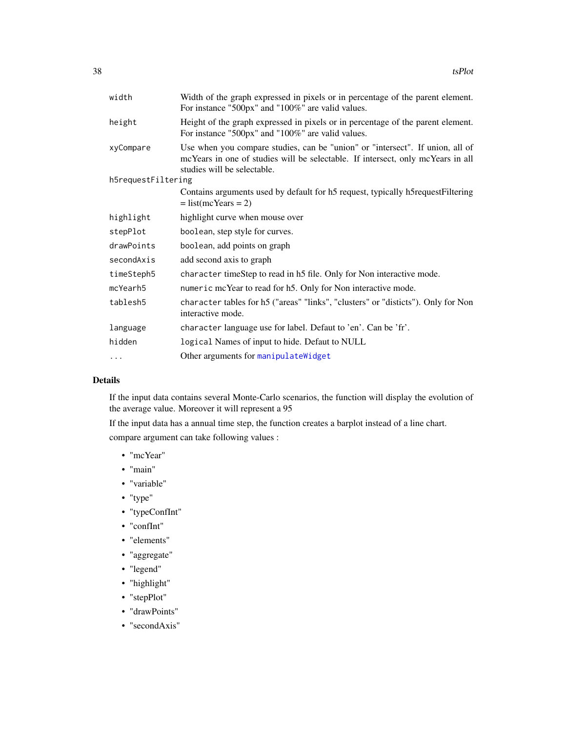| | |
|---|---|
| `width` | Width of the graph expressed in pixels or in percentage of the parent element. For instance "500px" and "100%" are valid values. |
| `height` | Height of the graph expressed in pixels or in percentage of the parent element. For instance "500px" and "100%" are valid values. |
| `xyCompare` | Use when you compare studies, can be "union" or "intersect". If union, all of mcYears in one of studies will be selectable. If intersect, only mcYears in all studies will be selectable. |
| `h5requestFiltering` | Contains arguments used by default for h5 request, typically h5requestFiltering = list(mcYears = 2) |
| `highlight` | highlight curve when mouse over |
| `stepPlot` | `boolean`, step style for curves. |
| `drawPoints` | `boolean`, add points on graph |
| `secondAxis` | add second axis to graph |
| `timeSteph5` | `character` timeStep to read in h5 file. Only for Non interactive mode. |
| `mcYearh5` | `numeric` mcYear to read for h5. Only for Non interactive mode. |
| `tablesh5` | `character` tables for h5 ("areas" "links", "clusters" or "disticts"). Only for Non interactive mode. |
| `language` | `character` language use for label. Defaut to 'en'. Can be 'fr'. |
| `hidden` | `logical` Names of input to hide. Defaut to NULL |
| `...` | Other arguments for `manipulateWidget` |

## Details

If the input data contains several Monte-Carlo scenarios, the function will display the evolution of the average value. Moreover it will represent a 95

If the input data has a annual time step, the function creates a barplot instead of a line chart.

compare argument can take following values :

- "mcYear"
- "main"
- "variable"
- "type"
- "typeConfInt"
- "confInt"
- "elements"
- "aggregate"
- "legend"
- "highlight"
- "stepPlot"
- "drawPoints"
- "secondAxis"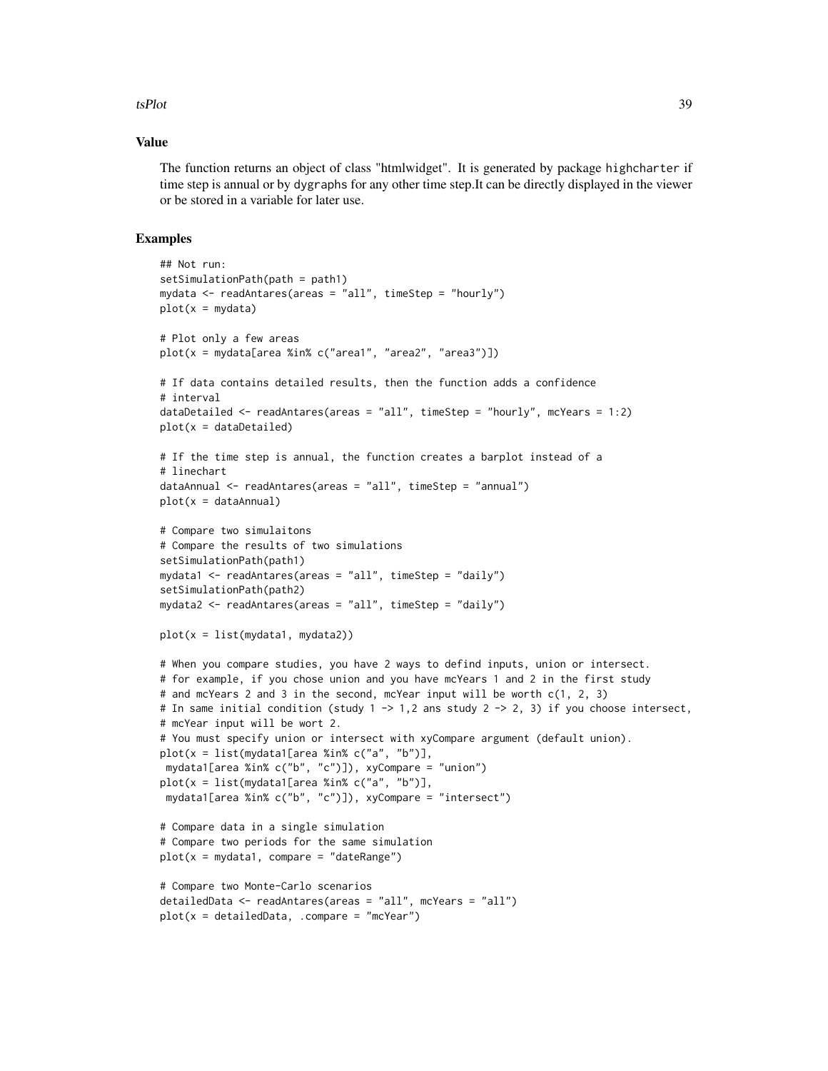## Value

The function returns an object of class "htmlwidget". It is generated by package highcharter if time step is annual or by dygraphs for any other time step.It can be directly displayed in the viewer or be stored in a variable for later use.

## Examples

```
## Not run:
setSimulationPath(path = path1)
mydata <- readAntares(areas = "all", timeStep = "hourly")
plot(x = mydata)

# Plot only a few areas
plot(x = mydata[area %in% c("area1", "area2", "area3")])

# If data contains detailed results, then the function adds a confidence
# interval
dataDetailed <- readAntares(areas = "all", timeStep = "hourly", mcYears = 1:2)
plot(x = dataDetailed)

# If the time step is annual, the function creates a barplot instead of a
# linechart
dataAnnual <- readAntares(areas = "all", timeStep = "annual")
plot(x = dataAnnual)

# Compare two simulaitons
# Compare the results of two simulations
setSimulationPath(path1)
mydata1 <- readAntares(areas = "all", timeStep = "daily")
setSimulationPath(path2)
mydata2 <- readAntares(areas = "all", timeStep = "daily")

plot(x = list(mydata1, mydata2))

# When you compare studies, you have 2 ways to defind inputs, union or intersect.
# for example, if you chose union and you have mcYears 1 and 2 in the first study
# and mcYears 2 and 3 in the second, mcYear input will be worth c(1, 2, 3)
# In same initial condition (study 1 -> 1,2 ans study 2 -> 2, 3) if you choose intersect,
# mcYear input will be wort 2.
# You must specify union or intersect with xyCompare argument (default union).
plot(x = list(mydata1[area %in% c("a", "b")],
 mydata1[area %in% c("b", "c")]), xyCompare = "union")
plot(x = list(mydata1[area %in% c("a", "b")],
 mydata1[area %in% c("b", "c")]), xyCompare = "intersect")

# Compare data in a single simulation
# Compare two periods for the same simulation
plot(x = mydata1, compare = "dateRange")

# Compare two Monte-Carlo scenarios
detailedData <- readAntares(areas = "all", mcYears = "all")
plot(x = detailedData, .compare = "mcYear")
```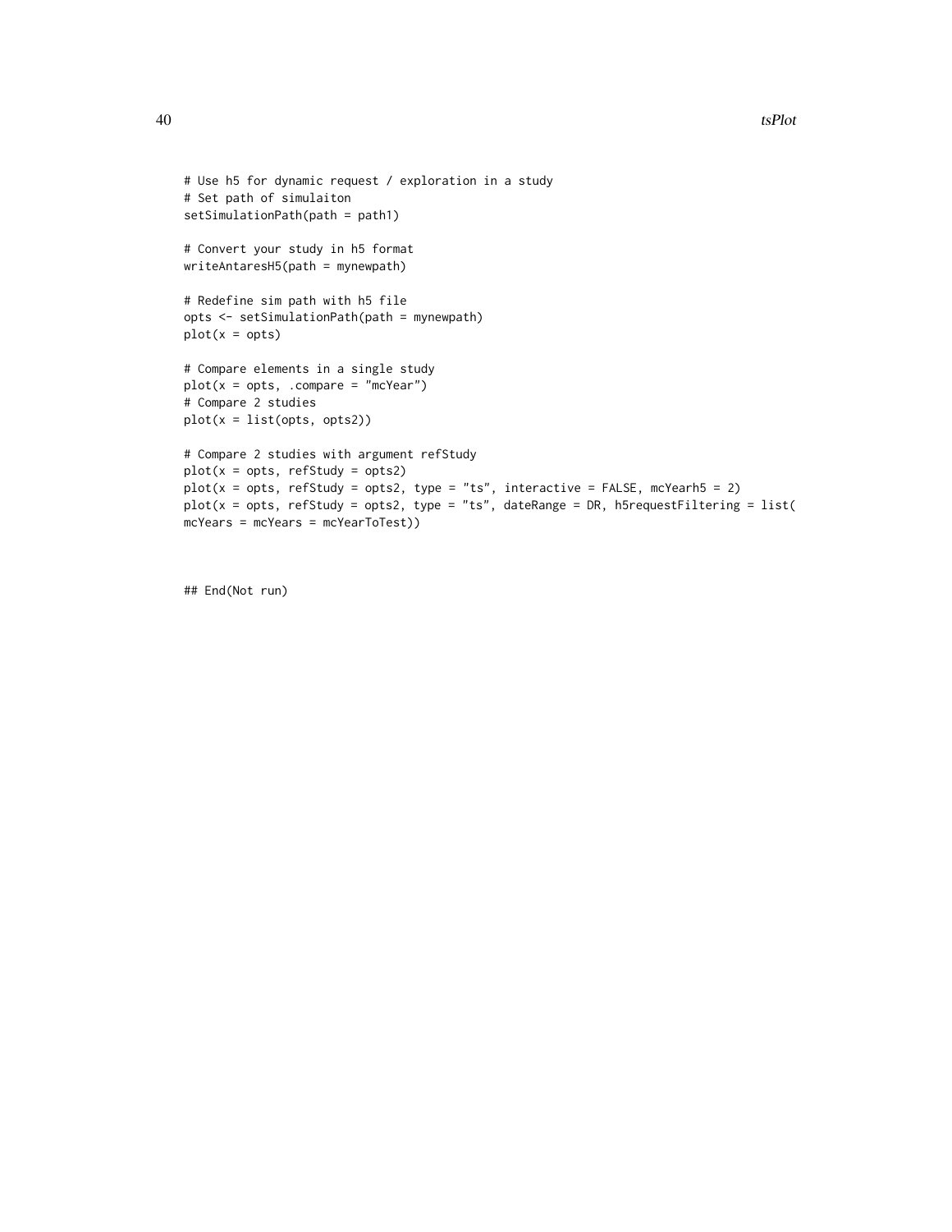```
# Use h5 for dynamic request / exploration in a study
# Set path of simulaiton
setSimulationPath(path = path1)

# Convert your study in h5 format
writeAntaresH5(path = mynewpath)

# Redefine sim path with h5 file
opts <- setSimulationPath(path = mynewpath)
plot(x = opts)

# Compare elements in a single study
plot(x = opts, .compare = "mcYear")
# Compare 2 studies
plot(x = list(opts, opts2))

# Compare 2 studies with argument refStudy
plot(x = opts, refStudy = opts2)
plot(x = opts, refStudy = opts2, type = "ts", interactive = FALSE, mcYearh5 = 2)
plot(x = opts, refStudy = opts2, type = "ts", dateRange = DR, h5requestFiltering = list(
mcYears = mcYears = mcYearToTest))


## End(Not run)
```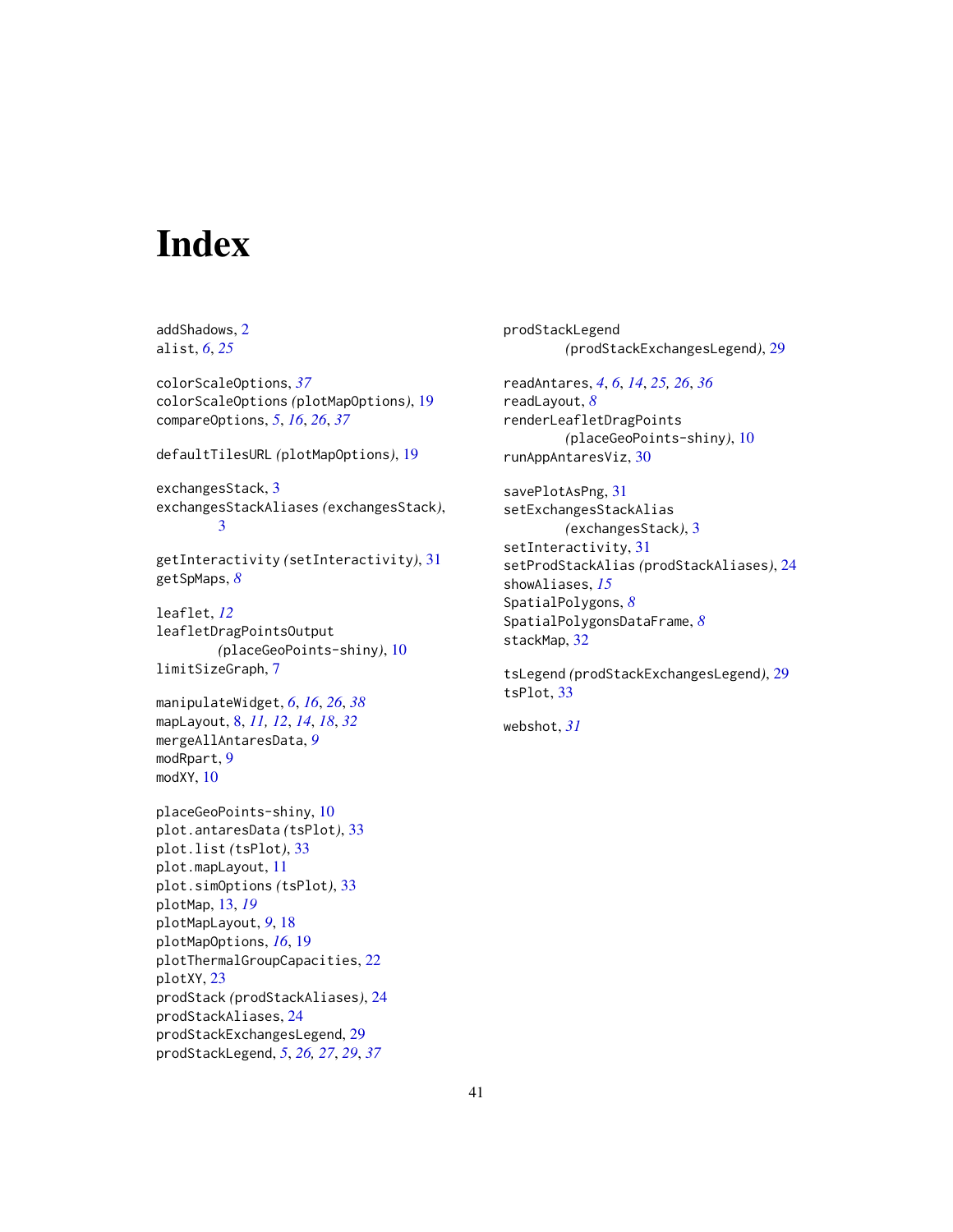# Index

addShadows, 2
alist, *6*, *25*

colorScaleOptions, *37*
colorScaleOptions *(*plotMapOptions*)*, 19
compareOptions, *5*, *16*, *26*, *37*

defaultTilesURL *(*plotMapOptions*)*, 19

exchangesStack, 3
exchangesStackAliases *(*exchangesStack*)*, 3

getInteractivity *(*setInteractivity*)*, 31
getSpMaps, *8*

leaflet, *12*
leafletDragPointsOutput *(*placeGeoPoints-shiny*)*, 10
limitSizeGraph, 7

manipulateWidget, *6*, *16*, *26*, *38*
mapLayout, 8, *11, 12*, *14*, *18*, *32*
mergeAllAntaresData, *9*
modRpart, 9
modXY, 10

placeGeoPoints-shiny, 10
plot.antaresData *(*tsPlot*)*, 33
plot.list *(*tsPlot*)*, 33
plot.mapLayout, 11
plot.simOptions *(*tsPlot*)*, 33
plotMap, 13, *19*
plotMapLayout, *9*, 18
plotMapOptions, *16*, 19
plotThermalGroupCapacities, 22
plotXY, 23
prodStack *(*prodStackAliases*)*, 24
prodStackAliases, 24
prodStackExchangesLegend, 29
prodStackLegend, *5*, *26, 27*, *29*, *37*
prodStackLegend *(*prodStackExchangesLegend*)*, 29

readAntares, *4*, *6*, *14*, *25, 26*, *36*
readLayout, *8*
renderLeafletDragPoints *(*placeGeoPoints-shiny*)*, 10
runAppAntaresViz, 30

savePlotAsPng, 31
setExchangesStackAlias *(*exchangesStack*)*, 3
setInteractivity, 31
setProdStackAlias *(*prodStackAliases*)*, 24
showAliases, *15*
SpatialPolygons, *8*
SpatialPolygonsDataFrame, *8*
stackMap, 32

tsLegend *(*prodStackExchangesLegend*)*, 29
tsPlot, 33

webshot, *31*